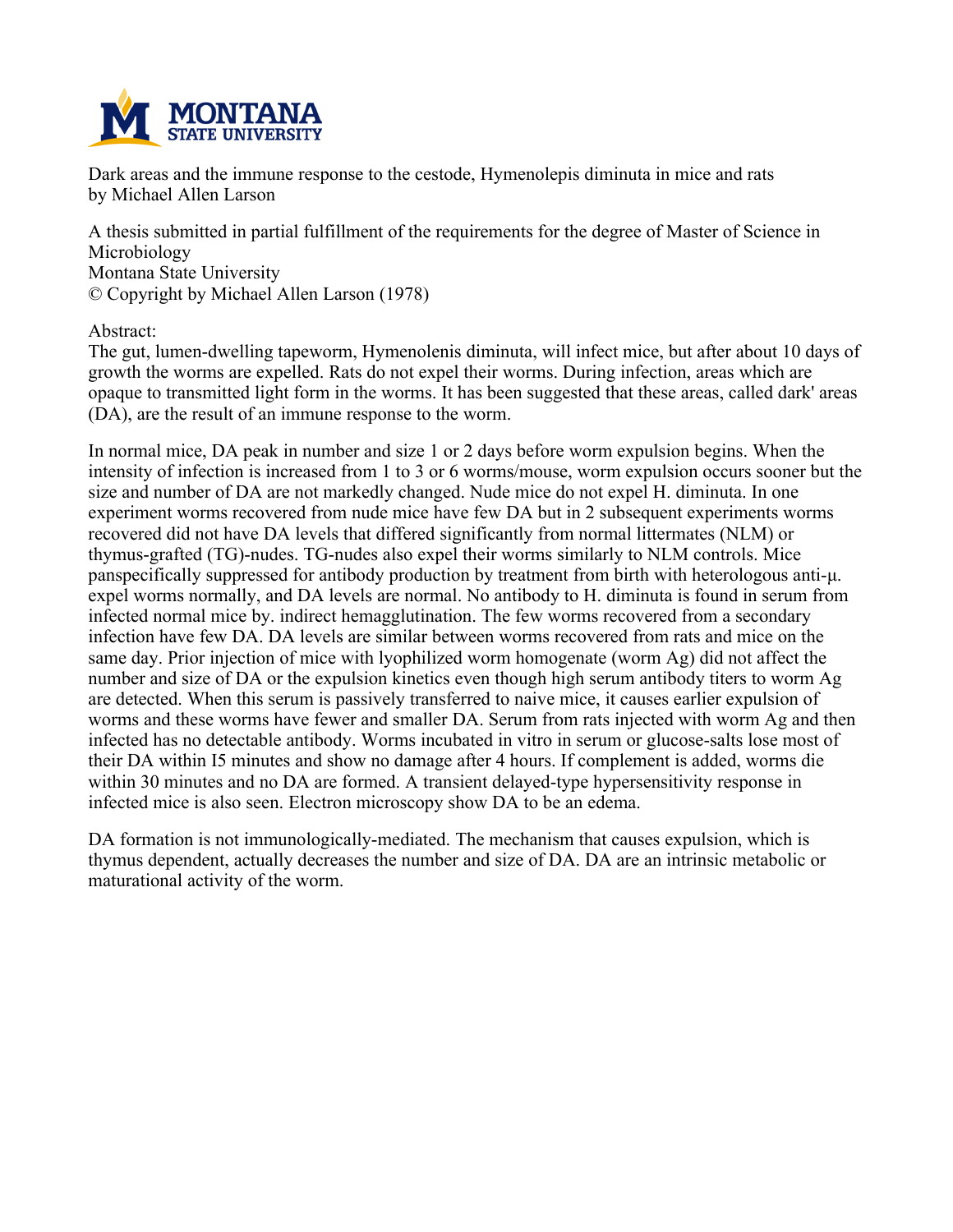Dark areas and the immune response to the cestode, Hymenolepis diminuta in mice and rats
by Michael Allen Larson

A thesis submitted in partial fulfillment of the requirements for the degree of Master of Science in Microbiology
Montana State University
© Copyright by Michael Allen Larson (1978)

Abstract:

The gut, lumen-dwelling tapeworm, Hymenolenis diminuta, will infect mice, but after about 10 days of growth the worms are expelled. Rats do not expel their worms. During infection, areas which are opaque to transmitted light form in the worms. It has been suggested that these areas, called dark' areas (DA), are the result of an immune response to the worm.

In normal mice, DA peak in number and size 1 or 2 days before worm expulsion begins. When the intensity of infection is increased from 1 to 3 or 6 worms/mouse, worm expulsion occurs sooner but the size and number of DA are not markedly changed. Nude mice do not expel H. diminuta. In one experiment worms recovered from nude mice have few DA but in 2 subsequent experiments worms recovered did not have DA levels that differed significantly from normal littermates (NLM) or thymus-grafted (TG)-nudes. TG-nudes also expel their worms similarly to NLM controls. Mice panspecifically suppressed for antibody production by treatment from birth with heterologous anti-μ. expel worms normally, and DA levels are normal. No antibody to H. diminuta is found in serum from infected normal mice by. indirect hemagglutination. The few worms recovered from a secondary infection have few DA. DA levels are similar between worms recovered from rats and mice on the same day. Prior injection of mice with lyophilized worm homogenate (worm Ag) did not affect the number and size of DA or the expulsion kinetics even though high serum antibody titers to worm Ag are detected. When this serum is passively transferred to naive mice, it causes earlier expulsion of worms and these worms have fewer and smaller DA. Serum from rats injected with worm Ag and then infected has no detectable antibody. Worms incubated in vitro in serum or glucose-salts lose most of their DA within I5 minutes and show no damage after 4 hours. If complement is added, worms die within 30 minutes and no DA are formed. A transient delayed-type hypersensitivity response in infected mice is also seen. Electron microscopy show DA to be an edema.

DA formation is not immunologically-mediated. The mechanism that causes expulsion, which is thymus dependent, actually decreases the number and size of DA. DA are an intrinsic metabolic or maturational activity of the worm.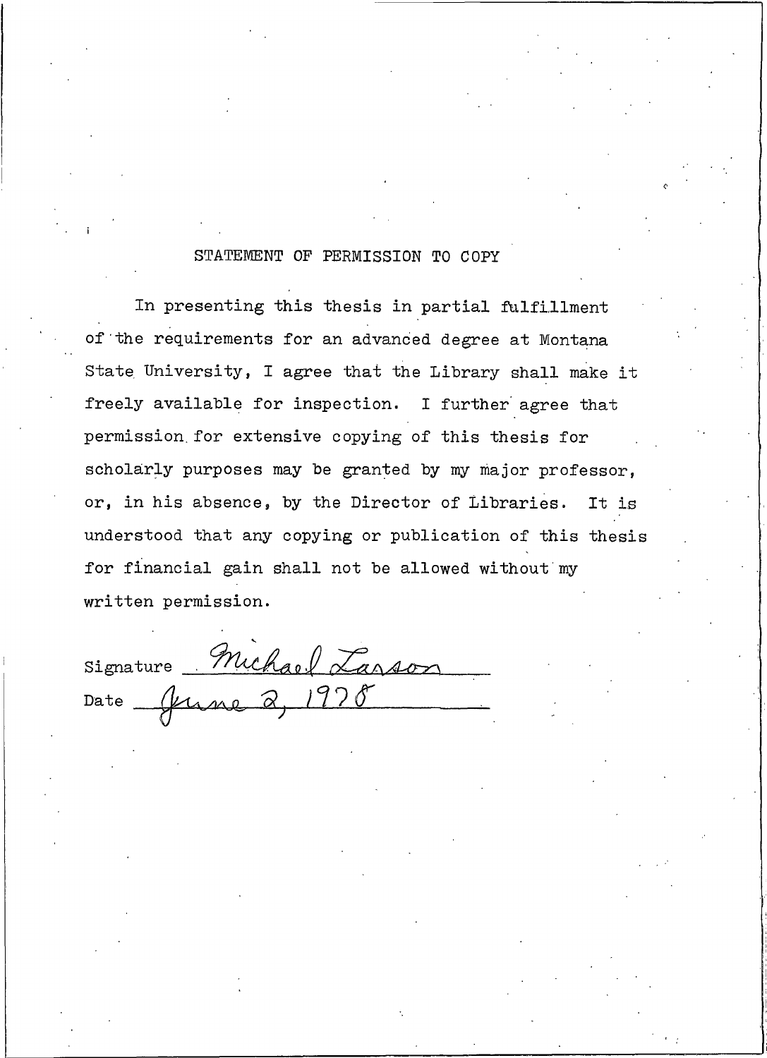## STATEMENT OF PERMISSION TO COPY

In presenting this thesis in partial fulfillment of the requirements for an advanced degree at Montana State University, I agree that the Library shall make it freely available for inspection. I further agree that permission for extensive copying of this thesis for scholarly purposes may be granted by my major professor, or, in his absence, by the Director of Libraries. It is understood that any copying or publication of this thesis for financial gain shall not be allowed without my written permission.

Signature Michael Larson

Date June 2, 1978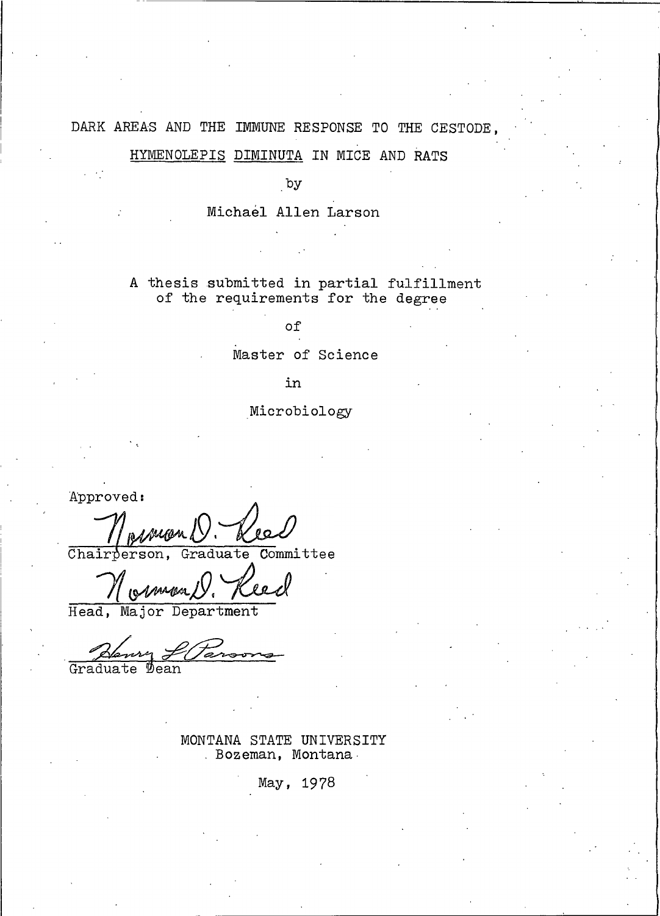# DARK AREAS AND THE IMMUNE RESPONSE TO THE CESTODE, HYMENOLEPIS DIMINUTA IN MICE AND RATS

by

Michael Allen Larson

A thesis submitted in partial fulfillment of the requirements for the degree

of

Master of Science

in

Microbiology

Approved:

Norman D. Reed
Chairperson, Graduate Committee

Norman D. Reed
Head, Major Department

Henry L. Parsons
Graduate Dean

MONTANA STATE UNIVERSITY
Bozeman, Montana

May, 1978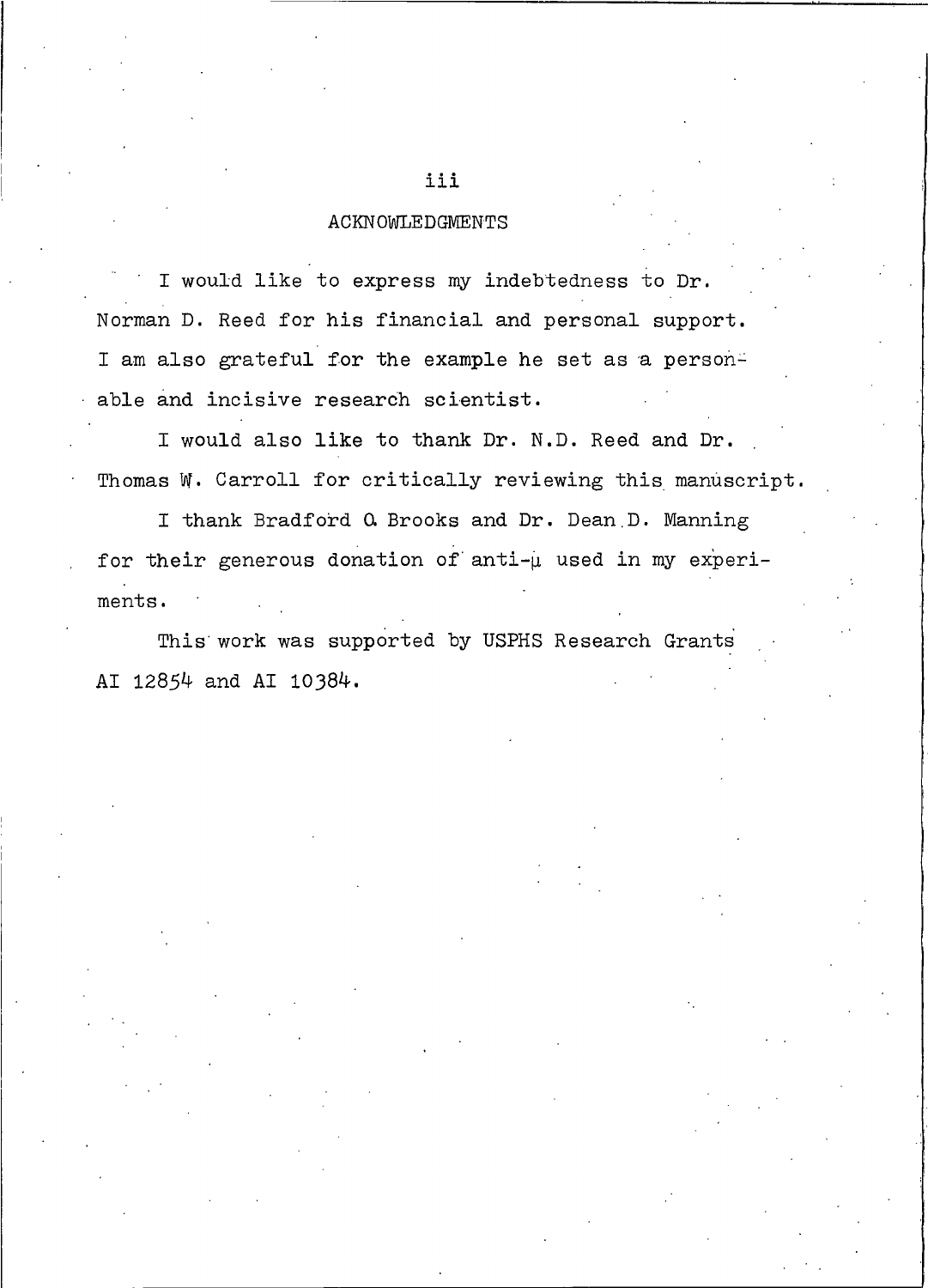## ACKNOWLEDGMENTS

I would like to express my indebtedness to Dr. Norman D. Reed for his financial and personal support. I am also grateful for the example he set as a personable and incisive research scientist.

I would also like to thank Dr. N.D. Reed and Dr. Thomas W. Carroll for critically reviewing this manuscript.

I thank Bradford O. Brooks and Dr. Dean D. Manning for their generous donation of anti-$\mu$ used in my experiments.

This work was supported by USPHS Research Grants AI 12854 and AI 10384.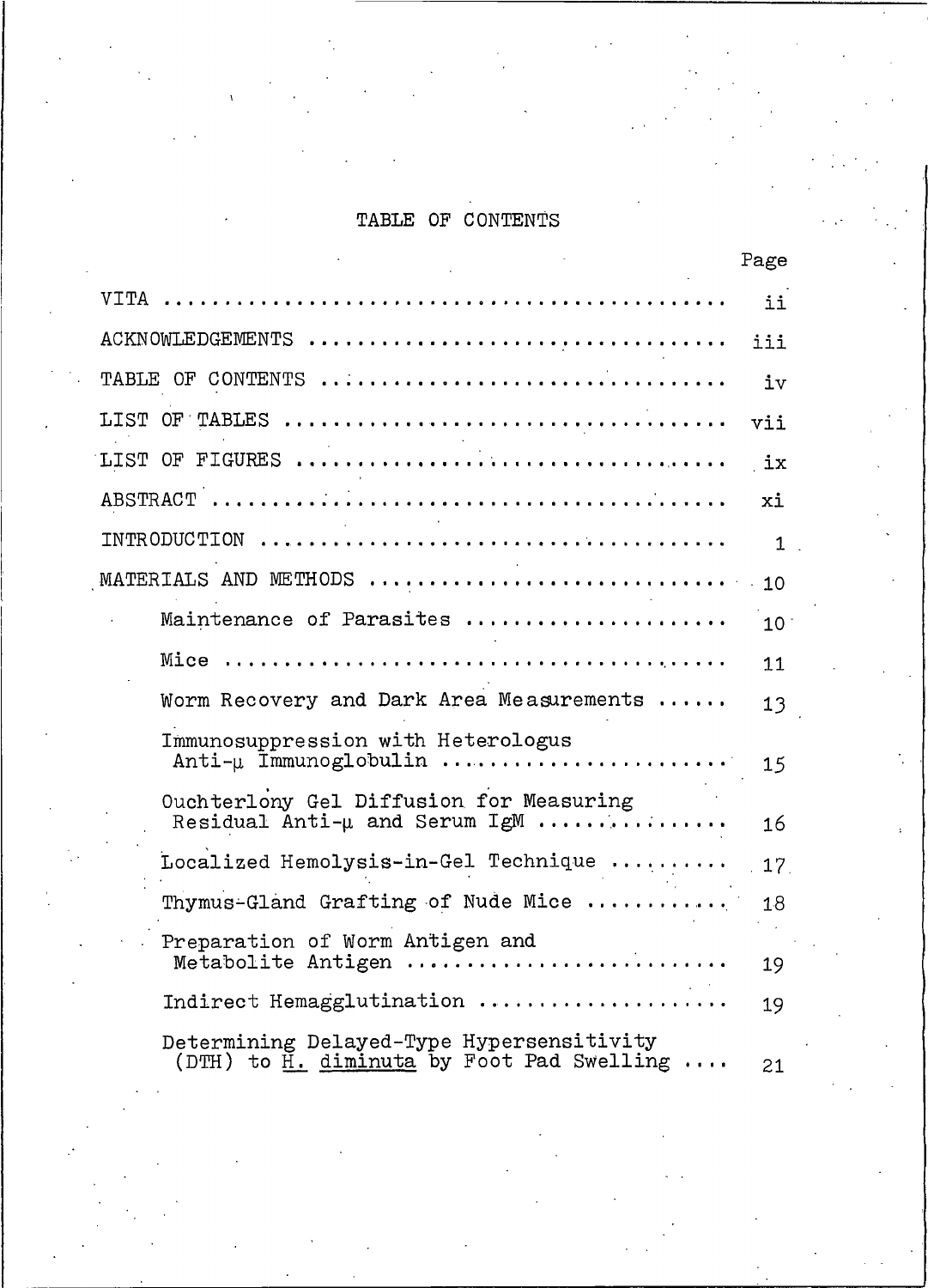# TABLE OF CONTENTS

| | Page |
|---|---|
| VITA | ii |
| ACKNOWLEDGEMENTS | iii |
| TABLE OF CONTENTS | iv |
| LIST OF TABLES | vii |
| LIST OF FIGURES | ix |
| ABSTRACT | xi |
| INTRODUCTION | 1 |
| MATERIALS AND METHODS | 10 |
| Maintenance of Parasites | 10 |
| Mice | 11 |
| Worm Recovery and Dark Area Measurements | 13 |
| Immunosuppression with Heterologus Anti-μ Immunoglobulin | 15 |
| Ouchterlony Gel Diffusion for Measuring Residual Anti-μ and Serum IgM | 16 |
| Localized Hemolysis-in-Gel Technique | 17 |
| Thymus-Gland Grafting of Nude Mice | 18 |
| Preparation of Worm Antigen and Metabolite Antigen | 19 |
| Indirect Hemagglutination | 19 |
| Determining Delayed-Type Hypersensitivity (DTH) to *H. diminuta* by Foot Pad Swelling | 21 |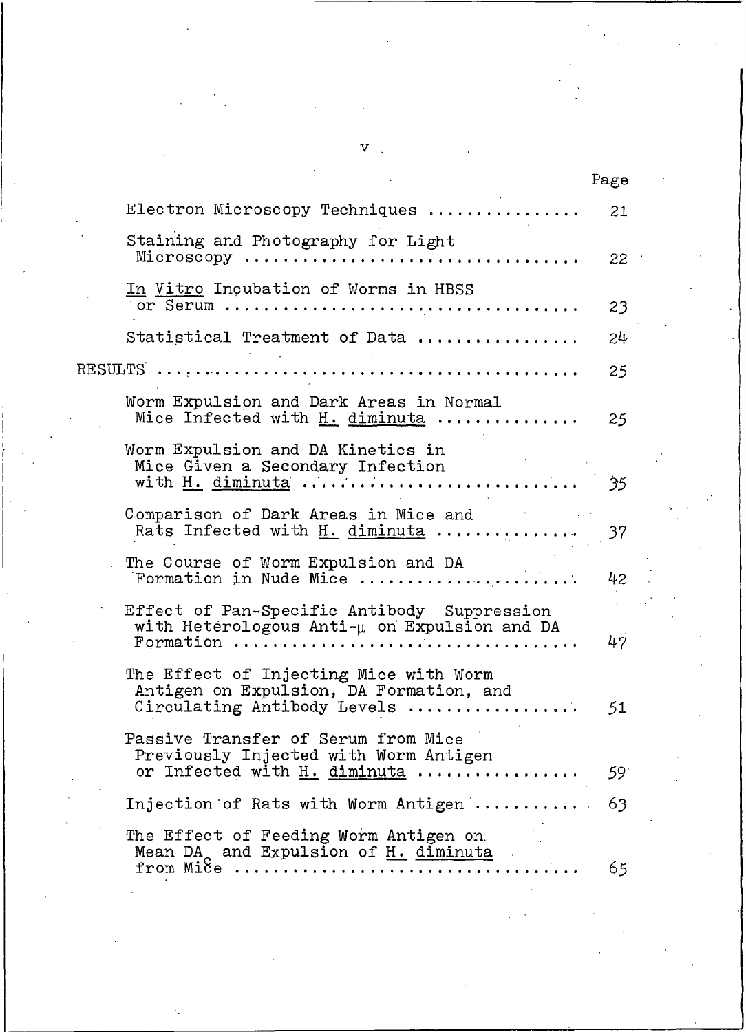| | Page |
|---|---|
| Electron Microscopy Techniques | 21 |
| Staining and Photography for Light Microscopy | 22 |
| *In Vitro* Incubation of Worms in HBSS or Serum | 23 |
| Statistical Treatment of Data | 24 |
| RESULTS | 25 |
| Worm Expulsion and Dark Areas in Normal Mice Infected with *H. diminuta* | 25 |
| Worm Expulsion and DA Kinetics in Mice Given a Secondary Infection with *H. diminuta* | 35 |
| Comparison of Dark Areas in Mice and Rats Infected with *H. diminuta* | 37 |
| The Course of Worm Expulsion and DA Formation in Nude Mice | 42 |
| Effect of Pan-Specific Antibody Suppression with Heterologous Anti-μ on Expulsion and DA Formation | 47 |
| The Effect of Injecting Mice with Worm Antigen on Expulsion, DA Formation, and Circulating Antibody Levels | 51 |
| Passive Transfer of Serum from Mice Previously Injected with Worm Antigen or Infected with *H. diminuta* | 59 |
| Injection of Rats with Worm Antigen | 63 |
| The Effect of Feeding Worm Antigen on Mean DA and Expulsion of *H. diminuta* from Mice | 65 |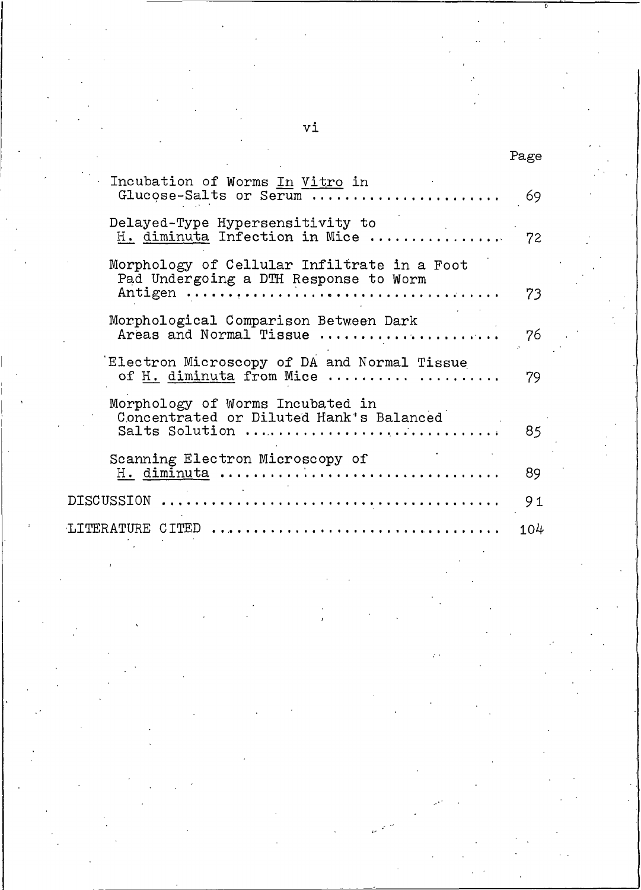| | Page |
|---|---|
| Incubation of Worms *In Vitro* in Glucose-Salts or Serum | 69 |
| Delayed-Type Hypersensitivity to *H. diminuta* Infection in Mice | 72 |
| Morphology of Cellular Infiltrate in a Foot Pad Undergoing a DTH Response to Worm Antigen | 73 |
| Morphological Comparison Between Dark Areas and Normal Tissue | 76 |
| Electron Microscopy of DA and Normal Tissue of *H. diminuta* from Mice | 79 |
| Morphology of Worms Incubated in Concentrated or Diluted Hank's Balanced Salts Solution | 85 |
| Scanning Electron Microscopy of *H. diminuta* | 89 |
| DISCUSSION | 91 |
| LITERATURE CITED | 104 |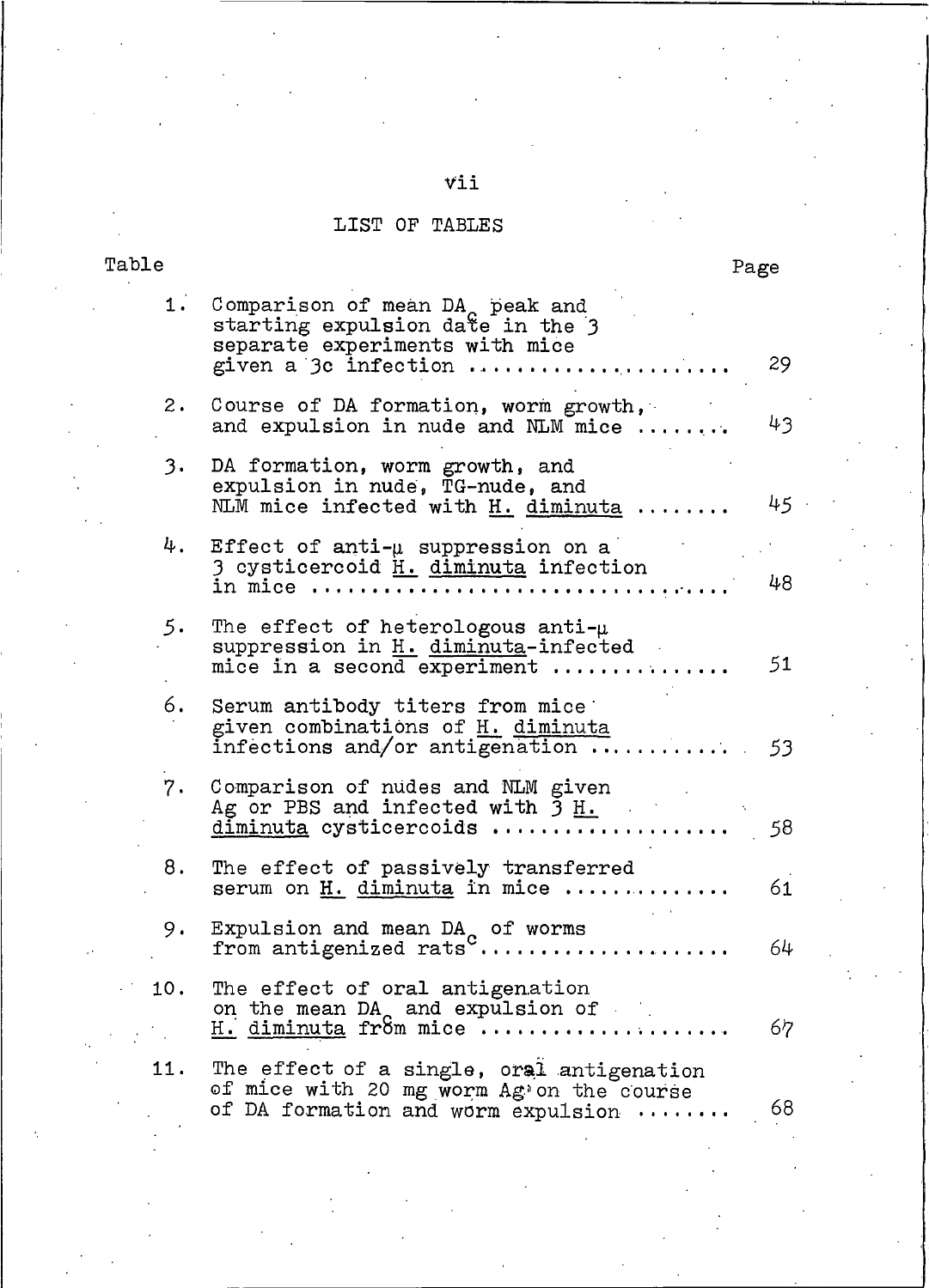# LIST OF TABLES

| Table | | Page |
|---|---|---|
| 1. | Comparison of mean $DA_c$ peak and starting expulsion date in the 3 separate experiments with mice given a 3c infection | 29 |
| 2. | Course of DA formation, worm growth, and expulsion in nude and NLM mice | 43 |
| 3. | DA formation, worm growth, and expulsion in nude, TG-nude, and NLM mice infected with H. diminuta | 45 |
| 4. | Effect of anti-μ suppression on a 3 cysticercoid H. diminuta infection in mice | 48 |
| 5. | The effect of heterologous anti-μ suppression in H. diminuta-infected mice in a second experiment | 51 |
| 6. | Serum antibody titers from mice given combinations of H. diminuta infections and/or antigenation | 53 |
| 7. | Comparison of nudes and NLM given Ag or PBS and infected with 3 H. diminuta cysticercoids | 58 |
| 8. | The effect of passively transferred serum on H. diminuta in mice | 61 |
| 9. | Expulsion and mean $DA_c$ of worms from antigenized rats | 64 |
| 10. | The effect of oral antigenation on the mean $DA_c$ and expulsion of H. diminuta from mice | 67 |
| 11. | The effect of a single, oral antigenation of mice with 20 mg worm Ag on the course of DA formation and worm expulsion | 68 |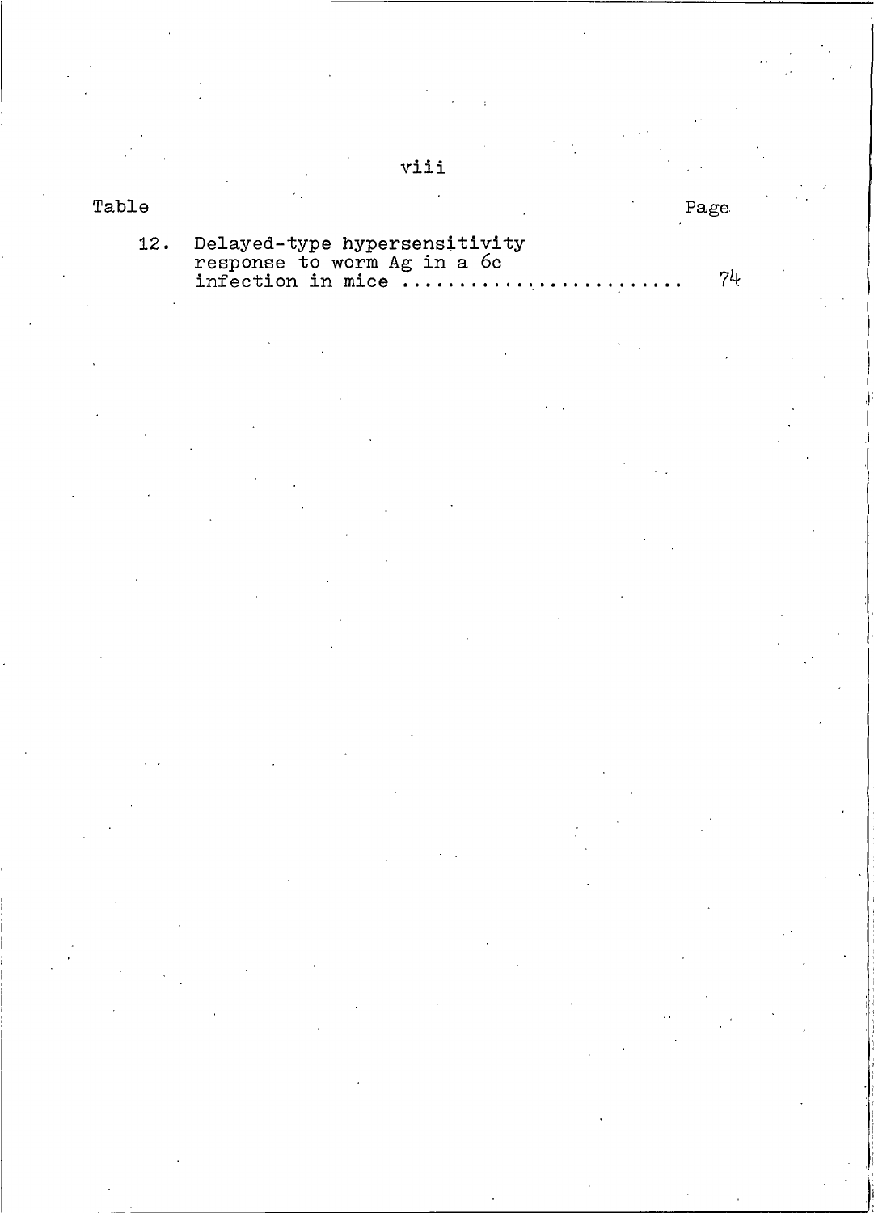| Table | | Page |
|---|---|---|
| 12. | Delayed-type hypersensitivity response to worm Ag in a 6c infection in mice ........................ | 74 |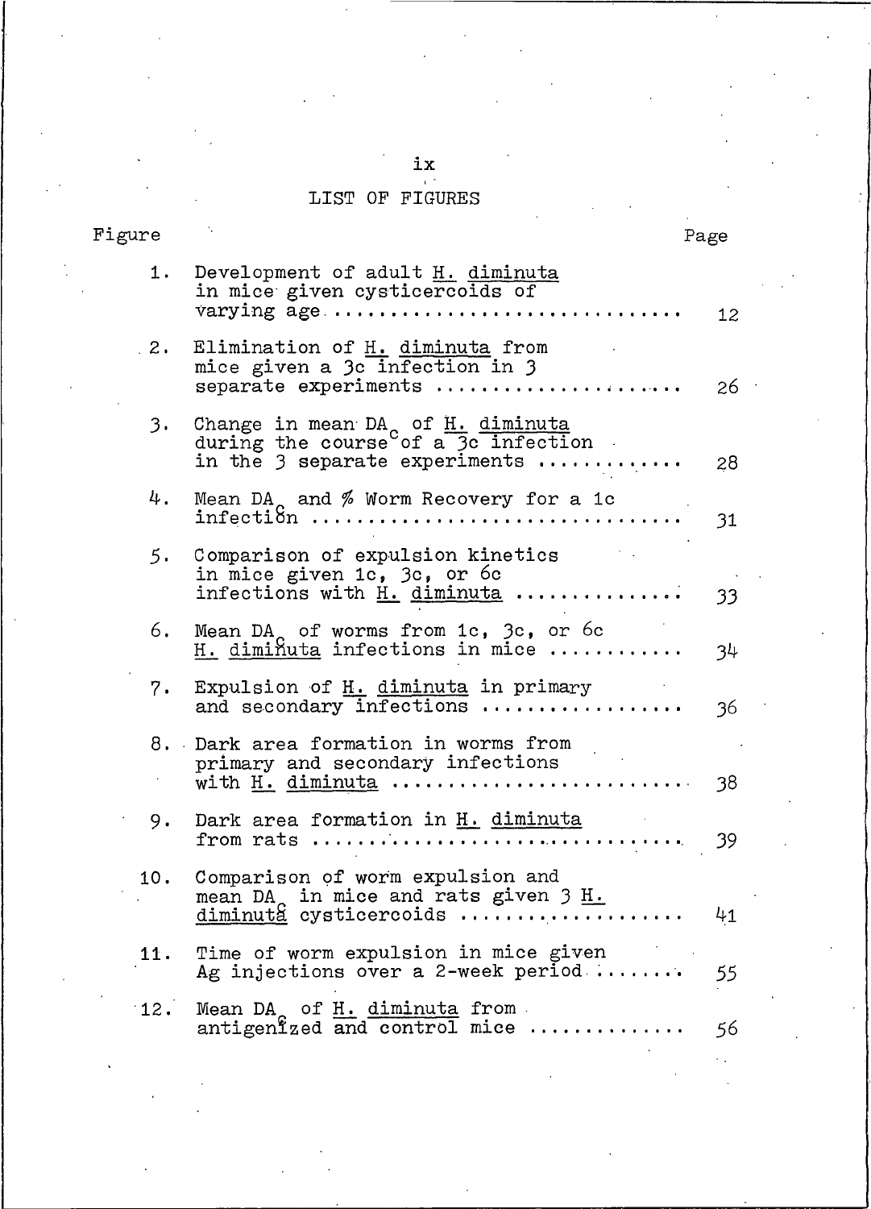# LIST OF FIGURES

| Figure | | Page |
|---|---|---|
| 1. | Development of adult *H. diminuta* in mice given cysticercoids of varying age | 12 |
| 2. | Elimination of *H. diminuta* from mice given a 3c infection in 3 separate experiments | 26 |
| 3. | Change in mean $DA_c$ of *H. diminuta* during the course of a 3c infection in the 3 separate experiments | 28 |
| 4. | Mean $DA_c$ and % Worm Recovery for a 1c infection | 31 |
| 5. | Comparison of expulsion kinetics in mice given 1c, 3c, or 6c infections with *H. diminuta* | 33 |
| 6. | Mean $DA_c$ of worms from 1c, 3c, or 6c *H. diminuta* infections in mice | 34 |
| 7. | Expulsion of *H. diminuta* in primary and secondary infections | 36 |
| 8. | Dark area formation in worms from primary and secondary infections with *H. diminuta* | 38 |
| 9. | Dark area formation in *H. diminuta* from rats | 39 |
| 10. | Comparison of worm expulsion and mean $DA_c$ in mice and rats given 3 *H. diminuta* cysticercoids | 41 |
| 11. | Time of worm expulsion in mice given Ag injections over a 2-week period | 55 |
| 12. | Mean $DA_c$ of *H. diminuta* from antigenized and control mice | 56 |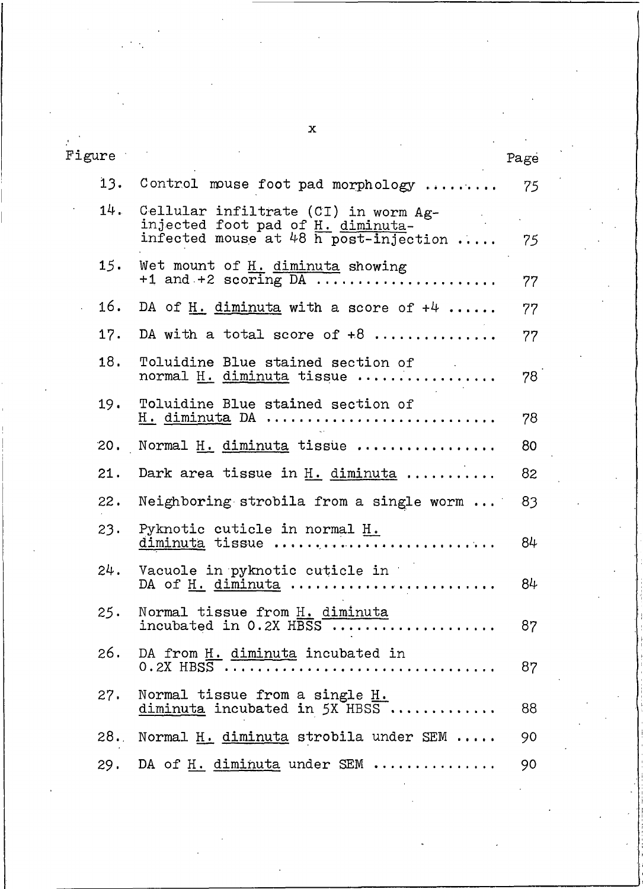| Figure | | Page |
|---|---|---|
| 13. | Control mouse foot pad morphology ......... | 75 |
| 14. | Cellular infiltrate (CI) in worm Ag-injected foot pad of *H. diminuta*-infected mouse at 48 h post-injection ..... | 75 |
| 15. | Wet mount of *H. diminuta* showing +1 and +2 scoring DA ..................... | 77 |
| 16. | DA of *H. diminuta* with a score of +4 ...... | 77 |
| 17. | DA with a total score of +8 .............. | 77 |
| 18. | Toluidine Blue stained section of normal *H. diminuta* tissue ................ | 78 |
| 19. | Toluidine Blue stained section of *H. diminuta* DA .......................... | 78 |
| 20. | Normal *H. diminuta* tissue ................. | 80 |
| 21. | Dark area tissue in *H. diminuta* ........... | 82 |
| 22. | Neighboring strobila from a single worm ... | 83 |
| 23. | Pyknotic cuticle in normal *H. diminuta* tissue ........................... | 84 |
| 24. | Vacuole in pyknotic cuticle in DA of *H. diminuta* ........................ | 84 |
| 25. | Normal tissue from *H. diminuta* incubated in 0.2X HBSS ................... | 87 |
| 26. | DA from *H. diminuta* incubated in 0.2X HBSS .............................. | 87 |
| 27. | Normal tissue from a single *H. diminuta* incubated in 5X HBSS ............ | 88 |
| 28. | Normal *H. diminuta* strobila under SEM ..... | 90 |
| 29. | DA of *H. diminuta* under SEM .............. | 90 |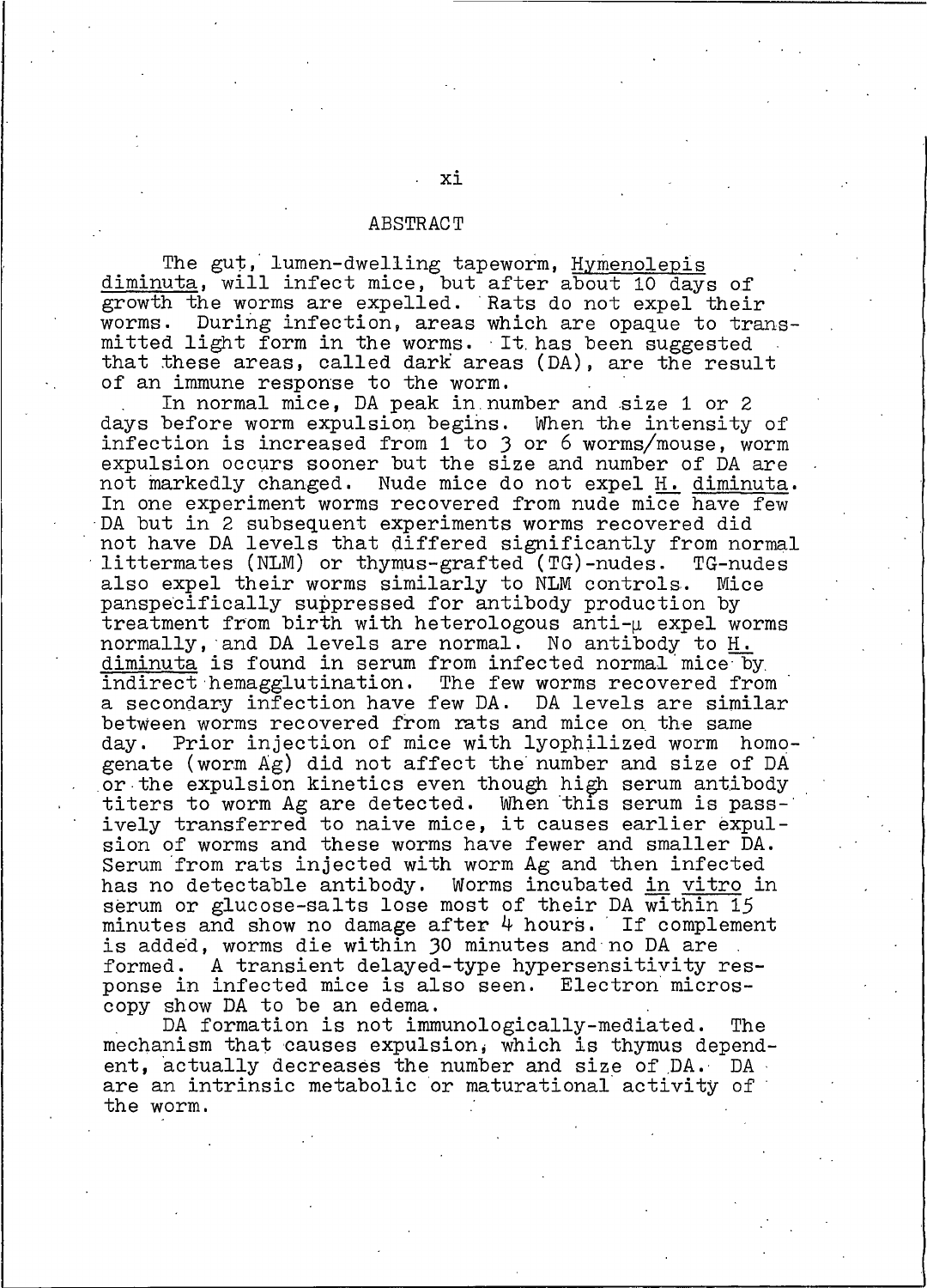# ABSTRACT

The gut, lumen-dwelling tapeworm, *Hymenolepis diminuta*, will infect mice, but after about 10 days of growth the worms are expelled. Rats do not expel their worms. During infection, areas which are opaque to transmitted light form in the worms. It has been suggested that these areas, called dark areas (DA), are the result of an immune response to the worm.

In normal mice, DA peak in number and size 1 or 2 days before worm expulsion begins. When the intensity of infection is increased from 1 to 3 or 6 worms/mouse, worm expulsion occurs sooner but the size and number of DA are not markedly changed. Nude mice do not expel *H. diminuta*. In one experiment worms recovered from nude mice have few DA but in 2 subsequent experiments worms recovered did not have DA levels that differed significantly from normal littermates (NLM) or thymus-grafted (TG)-nudes. TG-nudes also expel their worms similarly to NLM controls. Mice panspecifically suppressed for antibody production by treatment from birth with heterologous anti-μ expel worms normally, and DA levels are normal. No antibody to *H. diminuta* is found in serum from infected normal mice by indirect hemagglutination. The few worms recovered from a secondary infection have few DA. DA levels are similar between worms recovered from rats and mice on the same day. Prior injection of mice with lyophilized worm homogenate (worm Ag) did not affect the number and size of DA or the expulsion kinetics even though high serum antibody titers to worm Ag are detected. When this serum is passively transferred to naive mice, it causes earlier expulsion of worms and these worms have fewer and smaller DA. Serum from rats injected with worm Ag and then infected has no detectable antibody. Worms incubated *in vitro* in serum or glucose-salts lose most of their DA within 15 minutes and show no damage after 4 hours. If complement is added, worms die within 30 minutes and no DA are formed. A transient delayed-type hypersensitivity response in infected mice is also seen. Electron microscopy show DA to be an edema.

DA formation is not immunologically-mediated. The mechanism that causes expulsion, which is thymus dependent, actually decreases the number and size of DA. DA are an intrinsic metabolic or maturational activity of the worm.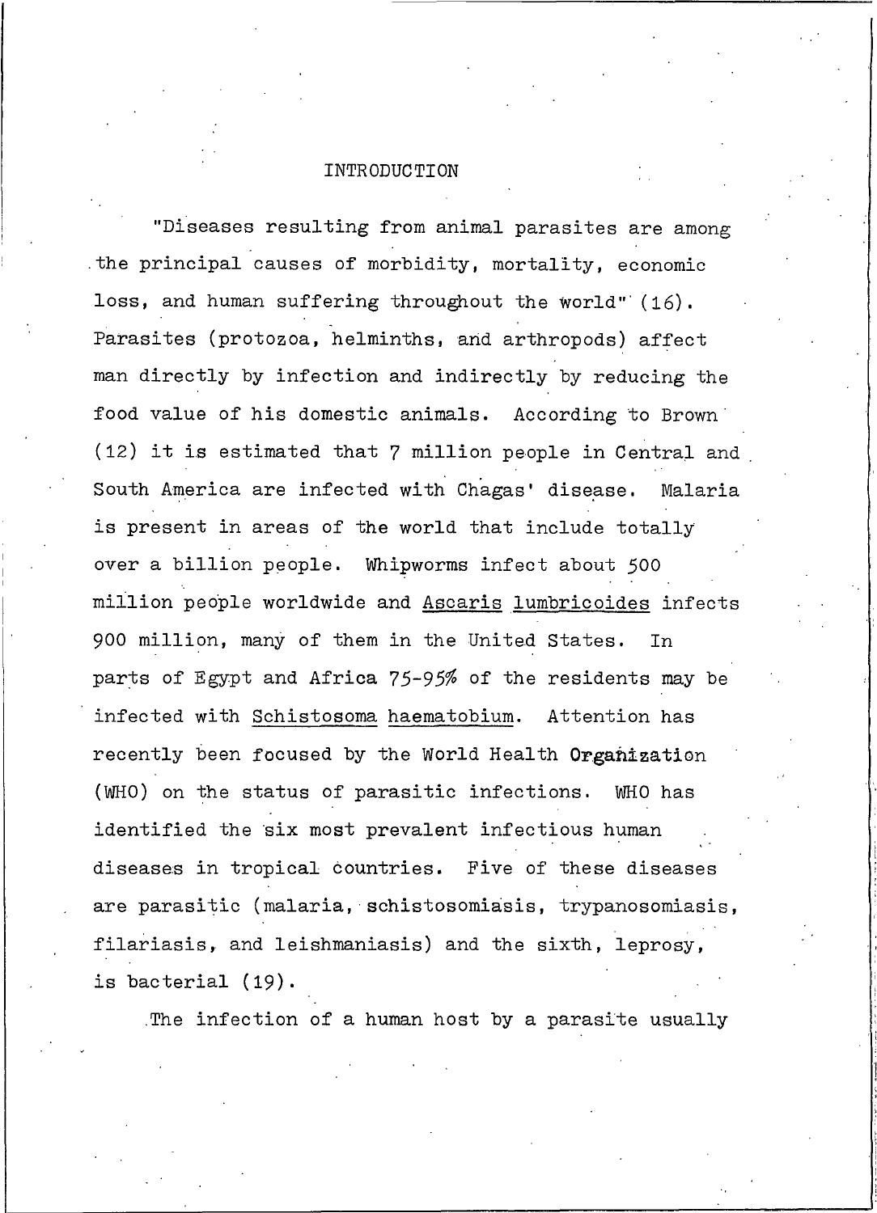# INTRODUCTION

"Diseases resulting from animal parasites are among the principal causes of morbidity, mortality, economic loss, and human suffering throughout the world" (16). Parasites (protozoa, helminths, and arthropods) affect man directly by infection and indirectly by reducing the food value of his domestic animals. According to Brown (12) it is estimated that 7 million people in Central and South America are infected with Chagas' disease. Malaria is present in areas of the world that include totally over a billion people. Whipworms infect about 500 million people worldwide and _Ascaris lumbricoides_ infects 900 million, many of them in the United States. In parts of Egypt and Africa 75-95% of the residents may be infected with _Schistosoma haematobium_. Attention has recently been focused by the World Health Organization (WHO) on the status of parasitic infections. WHO has identified the six most prevalent infectious human diseases in tropical countries. Five of these diseases are parasitic (malaria, schistosomiasis, trypanosomiasis, filariasis, and leishmaniasis) and the sixth, leprosy, is bacterial (19).

The infection of a human host by a parasite usually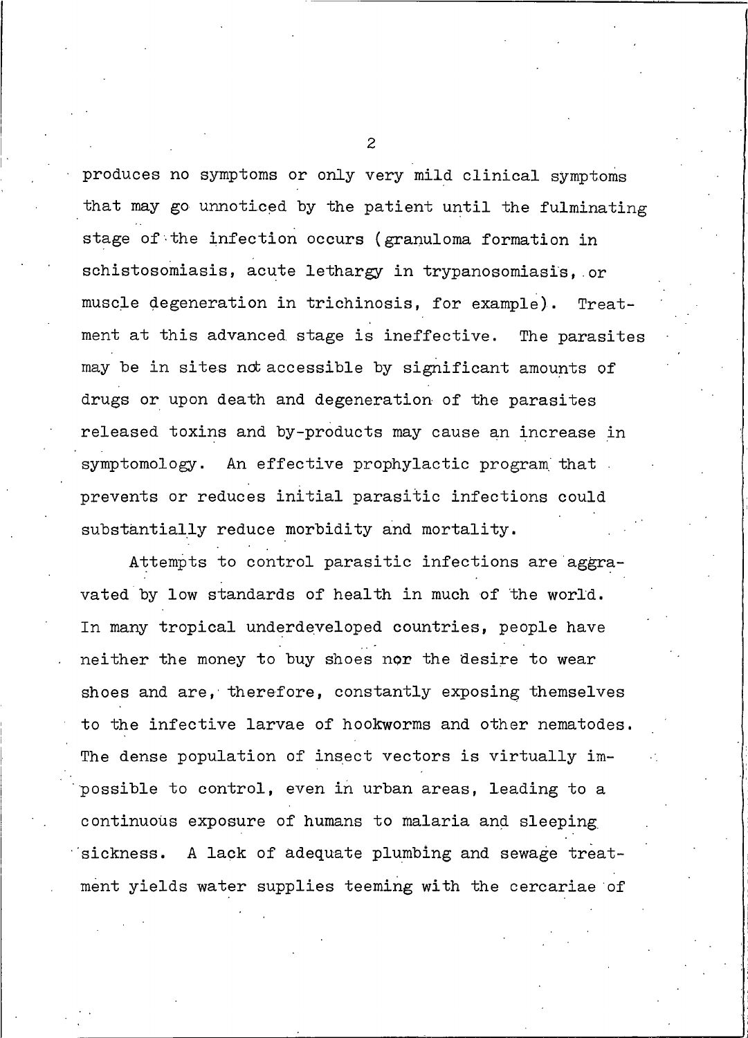produces no symptoms or only very mild clinical symptoms that may go unnoticed by the patient until the fulminating stage of the infection occurs (granuloma formation in schistosomiasis, acute lethargy in trypanosomiasis, or muscle degeneration in trichinosis, for example). Treatment at this advanced stage is ineffective. The parasites may be in sites not accessible by significant amounts of drugs or upon death and degeneration of the parasites released toxins and by-products may cause an increase in symptomology. An effective prophylactic program that prevents or reduces initial parasitic infections could substantially reduce morbidity and mortality.

Attempts to control parasitic infections are aggravated by low standards of health in much of the world. In many tropical underdeveloped countries, people have neither the money to buy shoes nor the desire to wear shoes and are, therefore, constantly exposing themselves to the infective larvae of hookworms and other nematodes. The dense population of insect vectors is virtually impossible to control, even in urban areas, leading to a continuous exposure of humans to malaria and sleeping sickness. A lack of adequate plumbing and sewage treatment yields water supplies teeming with the cercariae of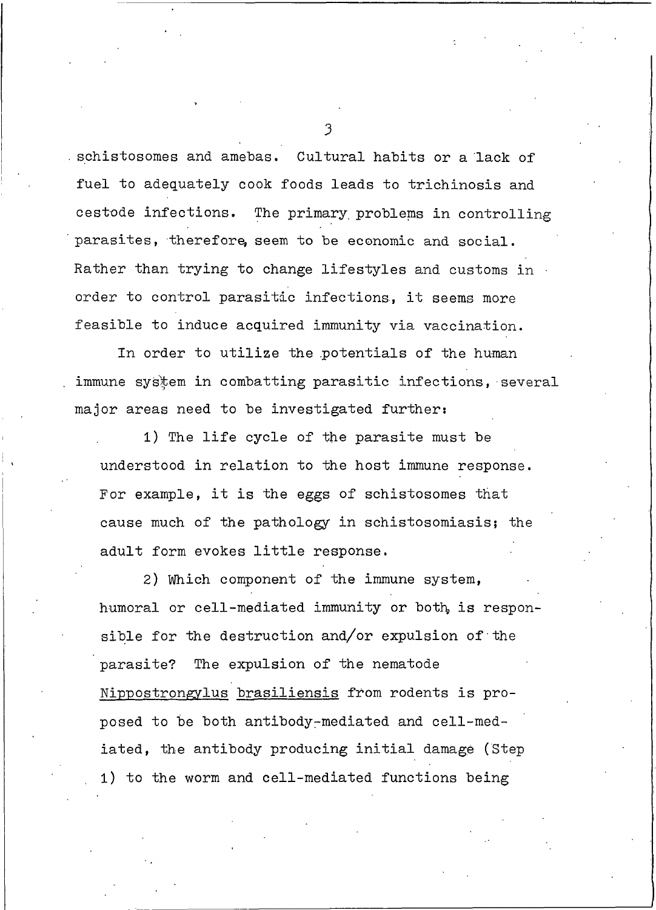schistosomes and amebas. Cultural habits or a lack of fuel to adequately cook foods leads to trichinosis and cestode infections. The primary problems in controlling parasites, therefore, seem to be economic and social. Rather than trying to change lifestyles and customs in order to control parasitic infections, it seems more feasible to induce acquired immunity via vaccination.

In order to utilize the potentials of the human immune system in combatting parasitic infections, several major areas need to be investigated further:

1) The life cycle of the parasite must be understood in relation to the host immune response. For example, it is the eggs of schistosomes that cause much of the pathology in schistosomiasis; the adult form evokes little response.

2) Which component of the immune system, humoral or cell-mediated immunity or both, is responsible for the destruction and/or expulsion of the parasite? The expulsion of the nematode _Nippostrongylus brasiliensis_ from rodents is proposed to be both antibody-mediated and cell-mediated, the antibody producing initial damage (Step 1) to the worm and cell-mediated functions being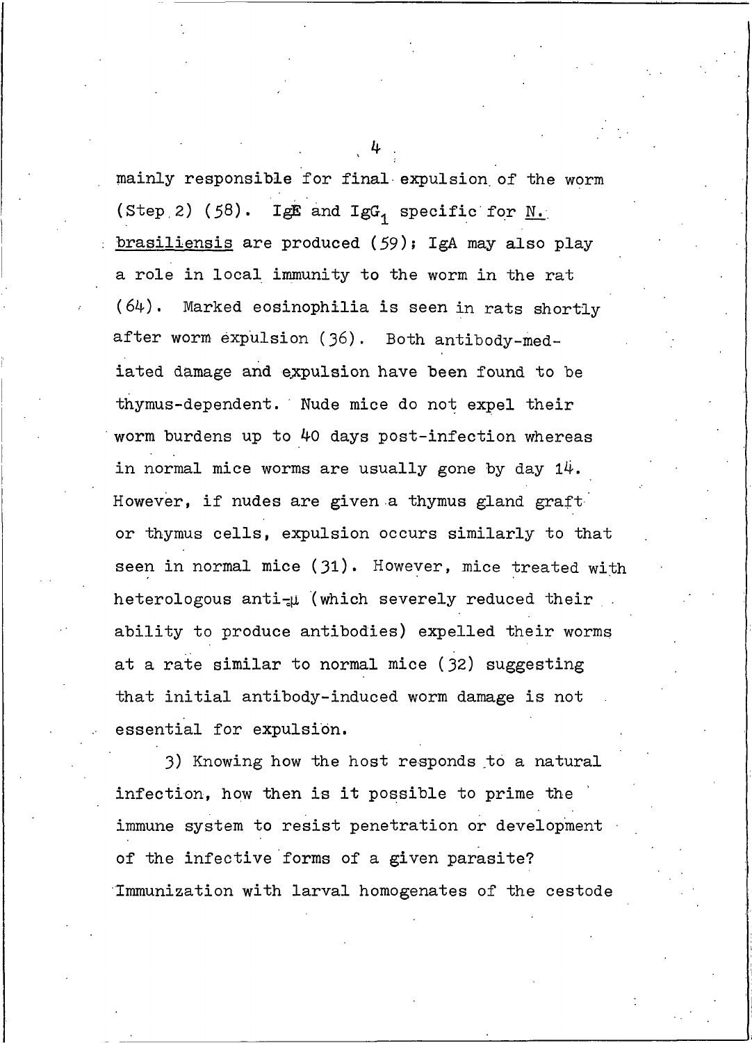mainly responsible for final expulsion of the worm (Step 2) (58). IgE and $IgG_1$ specific for N. brasiliensis are produced (59); IgA may also play a role in local immunity to the worm in the rat (64). Marked eosinophilia is seen in rats shortly after worm expulsion (36). Both antibody-mediated damage and expulsion have been found to be thymus-dependent. Nude mice do not expel their worm burdens up to 40 days post-infection whereas in normal mice worms are usually gone by day 14. However, if nudes are given a thymus gland graft or thymus cells, expulsion occurs similarly to that seen in normal mice (31). However, mice treated with heterologous anti-$\mu$ (which severely reduced their ability to produce antibodies) expelled their worms at a rate similar to normal mice (32) suggesting that initial antibody-induced worm damage is not essential for expulsion.

3) Knowing how the host responds to a natural infection, how then is it possible to prime the immune system to resist penetration or development of the infective forms of a given parasite? Immunization with larval homogenates of the cestode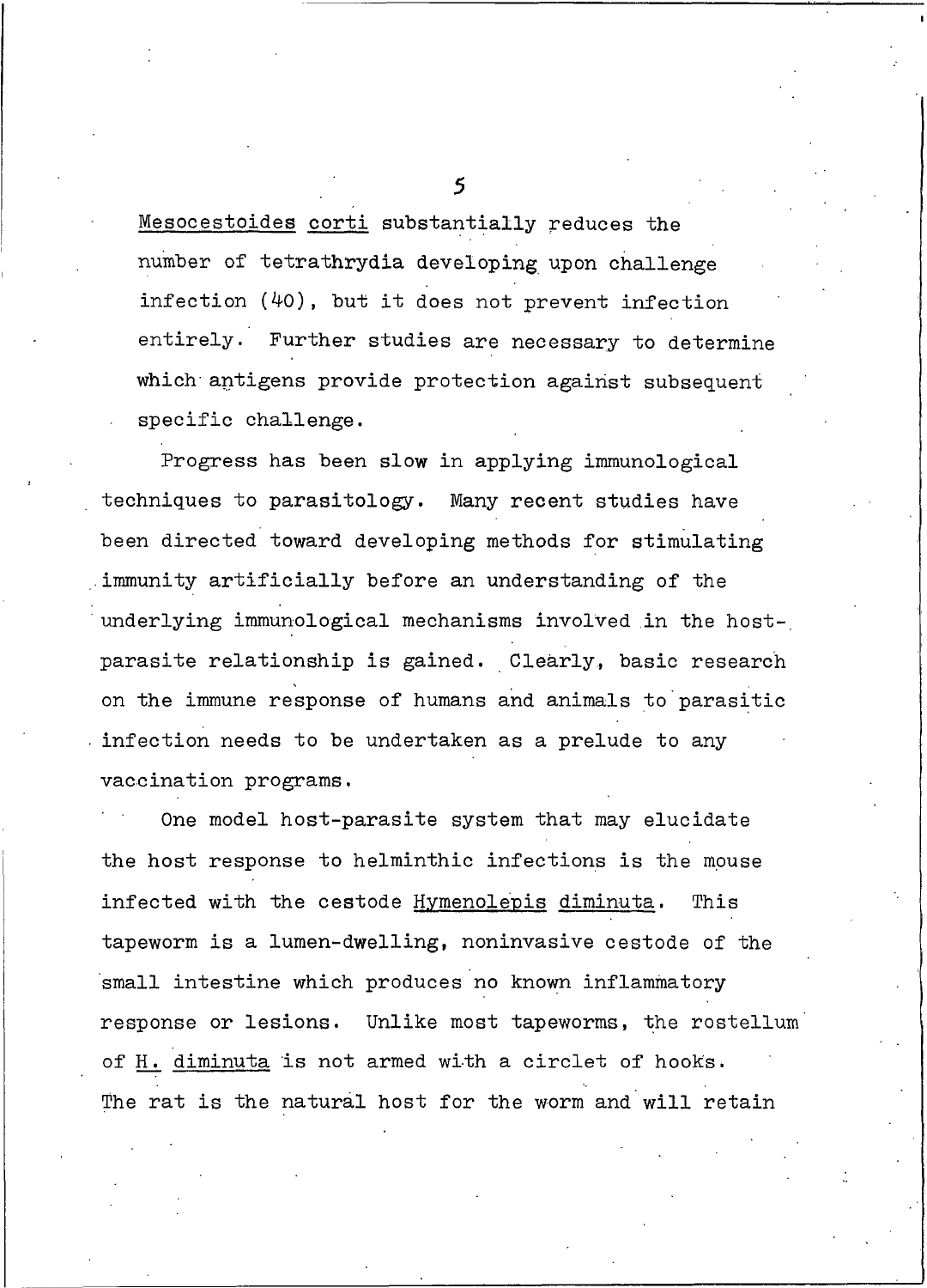Mesocestoides corti substantially reduces the number of tetrathrydia developing upon challenge infection (40), but it does not prevent infection entirely. Further studies are necessary to determine which antigens provide protection against subsequent specific challenge.

Progress has been slow in applying immunological techniques to parasitology. Many recent studies have been directed toward developing methods for stimulating immunity artificially before an understanding of the underlying immunological mechanisms involved in the host-parasite relationship is gained. Clearly, basic research on the immune response of humans and animals to parasitic infection needs to be undertaken as a prelude to any vaccination programs.

One model host-parasite system that may elucidate the host response to helminthic infections is the mouse infected with the cestode Hymenolepis diminuta. This tapeworm is a lumen-dwelling, noninvasive cestode of the small intestine which produces no known inflammatory response or lesions. Unlike most tapeworms, the rostellum of H. diminuta is not armed with a circlet of hooks. The rat is the natural host for the worm and will retain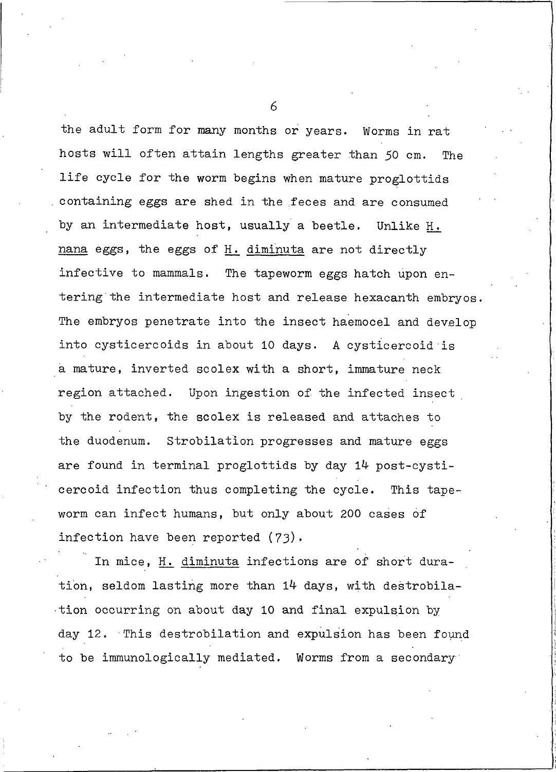the adult form for many months or years. Worms in rat hosts will often attain lengths greater than 50 cm. The life cycle for the worm begins when mature proglottids containing eggs are shed in the feces and are consumed by an intermediate host, usually a beetle. Unlike *H. nana* eggs, the eggs of *H. diminuta* are not directly infective to mammals. The tapeworm eggs hatch upon entering the intermediate host and release hexacanth embryos. The embryos penetrate into the insect haemocel and develop into cysticercoids in about 10 days. A cysticercoid is a mature, inverted scolex with a short, immature neck region attached. Upon ingestion of the infected insect by the rodent, the scolex is released and attaches to the duodenum. Strobilation progresses and mature eggs are found in terminal proglottids by day 14 post-cysticercoid infection thus completing the cycle. This tapeworm can infect humans, but only about 200 cases of infection have been reported (73).

In mice, *H. diminuta* infections are of short duration, seldom lasting more than 14 days, with destrobilation occurring on about day 10 and final expulsion by day 12. This destrobilation and expulsion has been found to be immunologically mediated. Worms from a secondary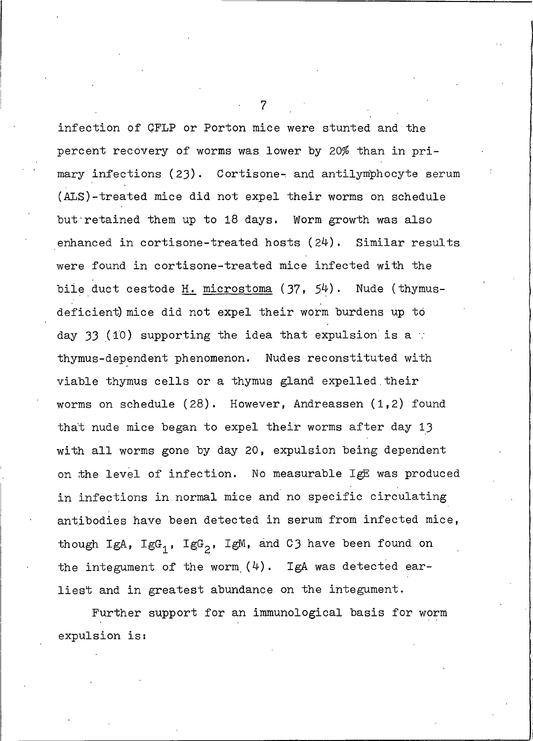infection of CFLP or Porton mice were stunted and the percent recovery of worms was lower by 20% than in primary infections (23). Cortisone- and antilymphocyte serum (ALS)-treated mice did not expel their worms on schedule but retained them up to 18 days. Worm growth was also enhanced in cortisone-treated hosts (24). Similar results were found in cortisone-treated mice infected with the bile duct cestode H. microstoma (37, 54). Nude (thymus-deficient) mice did not expel their worm burdens up to day 33 (10) supporting the idea that expulsion is a thymus-dependent phenomenon. Nudes reconstituted with viable thymus cells or a thymus gland expelled their worms on schedule (28). However, Andreassen (1,2) found that nude mice began to expel their worms after day 13 with all worms gone by day 20, expulsion being dependent on the level of infection. No measurable IgE was produced in infections in normal mice and no specific circulating antibodies have been detected in serum from infected mice, though IgA, $IgG_1$, $IgG_2$, IgM, and C3 have been found on the integument of the worm (4). IgA was detected earliest and in greatest abundance on the integument.

Further support for an immunological basis for worm expulsion is: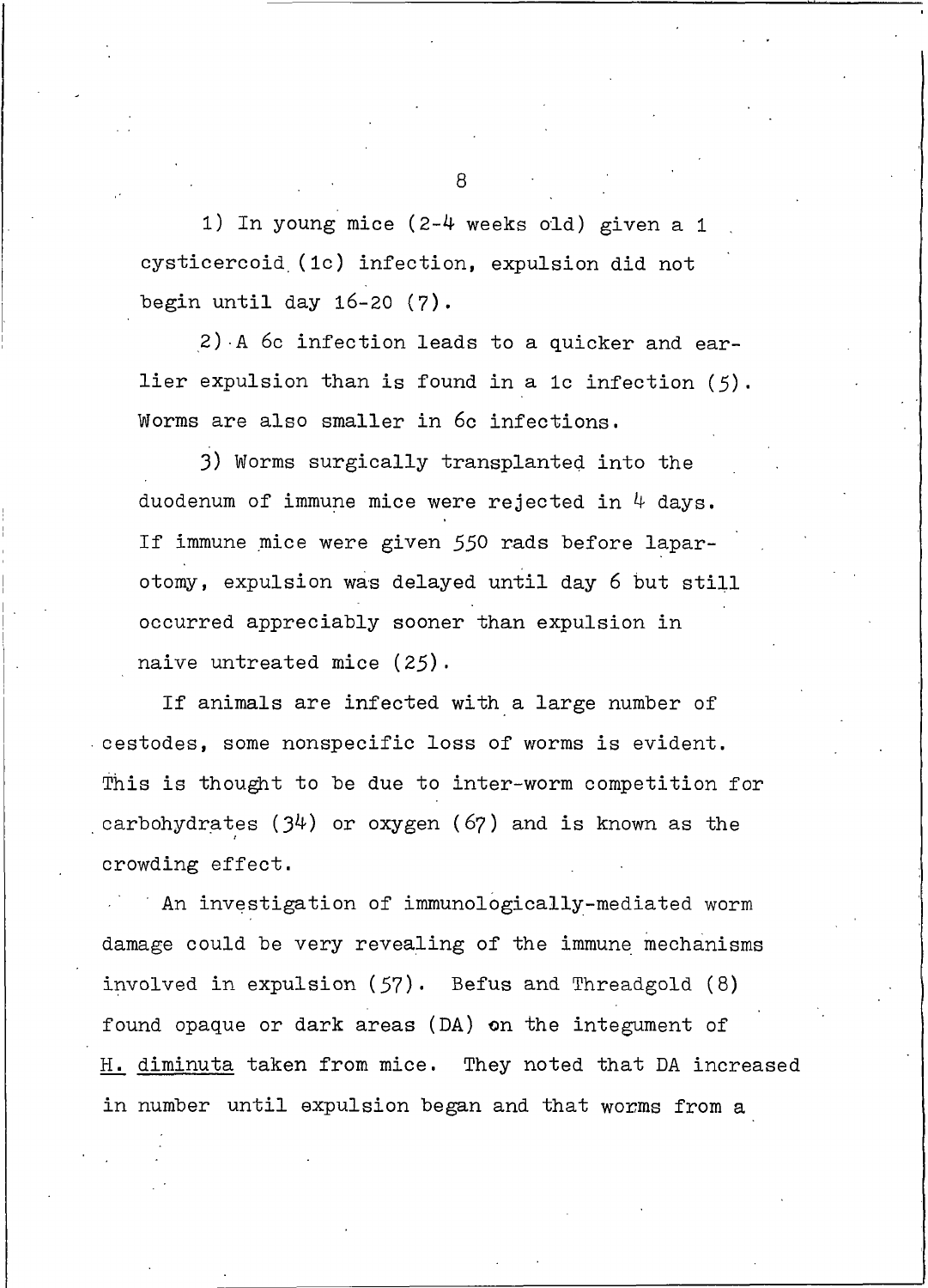1) In young mice (2-4 weeks old) given a 1 cysticercoid (1c) infection, expulsion did not begin until day 16-20 (7).

2) A 6c infection leads to a quicker and earlier expulsion than is found in a 1c infection (5). Worms are also smaller in 6c infections.

3) Worms surgically transplanted into the duodenum of immune mice were rejected in 4 days. If immune mice were given 550 rads before laparotomy, expulsion was delayed until day 6 but still occurred appreciably sooner than expulsion in naive untreated mice (25).

If animals are infected with a large number of cestodes, some nonspecific loss of worms is evident. This is thought to be due to inter-worm competition for carbohydrates (34) or oxygen (67) and is known as the crowding effect.

An investigation of immunologically-mediated worm damage could be very revealing of the immune mechanisms involved in expulsion (57). Befus and Threadgold (8) found opaque or dark areas (DA) on the integument of _H. diminuta_ taken from mice. They noted that DA increased in number until expulsion began and that worms from a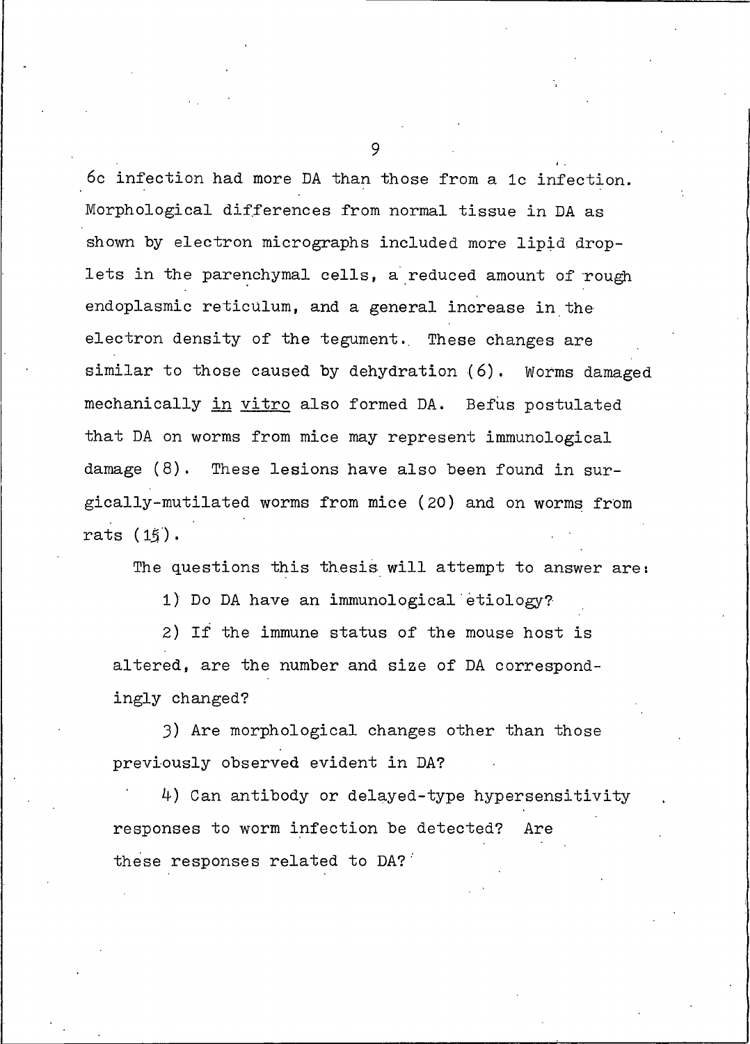6c infection had more DA than those from a 1c infection. Morphological differences from normal tissue in DA as shown by electron micrographs included more lipid droplets in the parenchymal cells, a reduced amount of rough endoplasmic reticulum, and a general increase in the electron density of the tegument. These changes are similar to those caused by dehydration (6). Worms damaged mechanically *in vitro* also formed DA. Befus postulated that DA on worms from mice may represent immunological damage (8). These lesions have also been found in surgically-mutilated worms from mice (20) and on worms from rats (15).

The questions this thesis will attempt to answer are:

1) Do DA have an immunological etiology?

2) If the immune status of the mouse host is altered, are the number and size of DA correspondingly changed?

3) Are morphological changes other than those previously observed evident in DA?

4) Can antibody or delayed-type hypersensitivity responses to worm infection be detected? Are these responses related to DA?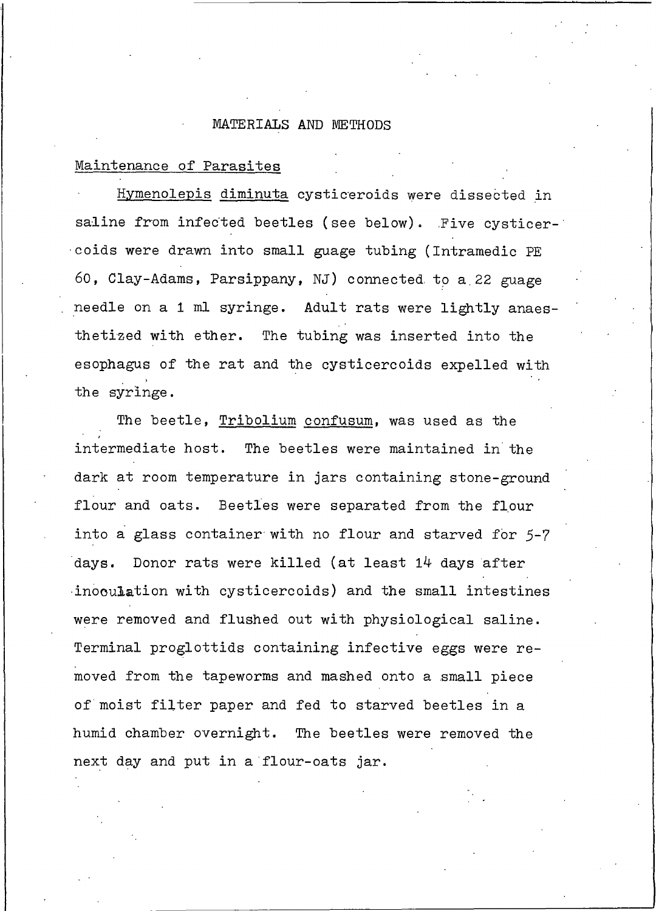# MATERIALS AND METHODS

## Maintenance of Parasites

*Hymenolepis diminuta* cysticeroids were dissected in saline from infected beetles (see below). Five cysticercoids were drawn into small guage tubing (Intramedic PE 60, Clay-Adams, Parsippany, NJ) connected to a 22 guage needle on a 1 ml syringe. Adult rats were lightly anaesthetized with ether. The tubing was inserted into the esophagus of the rat and the cysticercoids expelled with the syringe.

The beetle, *Tribolium confusum*, was used as the intermediate host. The beetles were maintained in the dark at room temperature in jars containing stone-ground flour and oats. Beetles were separated from the flour into a glass container with no flour and starved for 5-7 days. Donor rats were killed (at least 14 days after inoculation with cysticercoids) and the small intestines were removed and flushed out with physiological saline. Terminal proglottids containing infective eggs were removed from the tapeworms and mashed onto a small piece of moist filter paper and fed to starved beetles in a humid chamber overnight. The beetles were removed the next day and put in a flour-oats jar.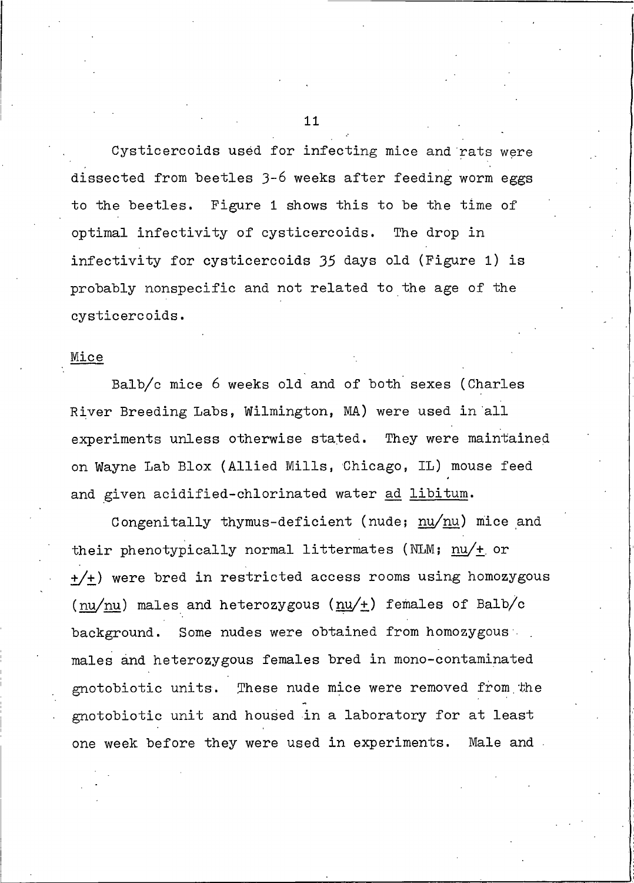Cysticercoids used for infecting mice and rats were dissected from beetles 3-6 weeks after feeding worm eggs to the beetles. Figure 1 shows this to be the time of optimal infectivity of cysticercoids. The drop in infectivity for cysticercoids 35 days old (Figure 1) is probably nonspecific and not related to the age of the cysticercoids.

## Mice

Balb/c mice 6 weeks old and of both sexes (Charles River Breeding Labs, Wilmington, MA) were used in all experiments unless otherwise stated. They were maintained on Wayne Lab Blox (Allied Mills, Chicago, IL) mouse feed and given acidified-chlorinated water *ad libitum*.

Congenitally thymus-deficient (nude; *nu/nu*) mice and their phenotypically normal littermates (NLM; *nu/+* or *+/+*) were bred in restricted access rooms using homozygous (*nu/nu*) males and heterozygous (*nu/+*) females of Balb/c background. Some nudes were obtained from homozygous males and heterozygous females bred in mono-contaminated gnotobiotic units. These nude mice were removed from the gnotobiotic unit and housed in a laboratory for at least one week before they were used in experiments. Male and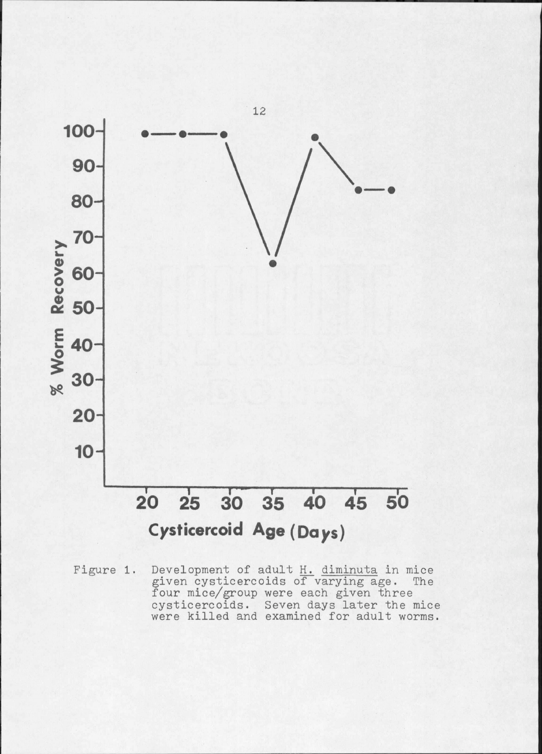Figure 1. Development of adult H. diminuta in mice given cysticercoids of varying age. The four mice/group were each given three cysticercoids. Seven days later the mice were killed and examined for adult worms.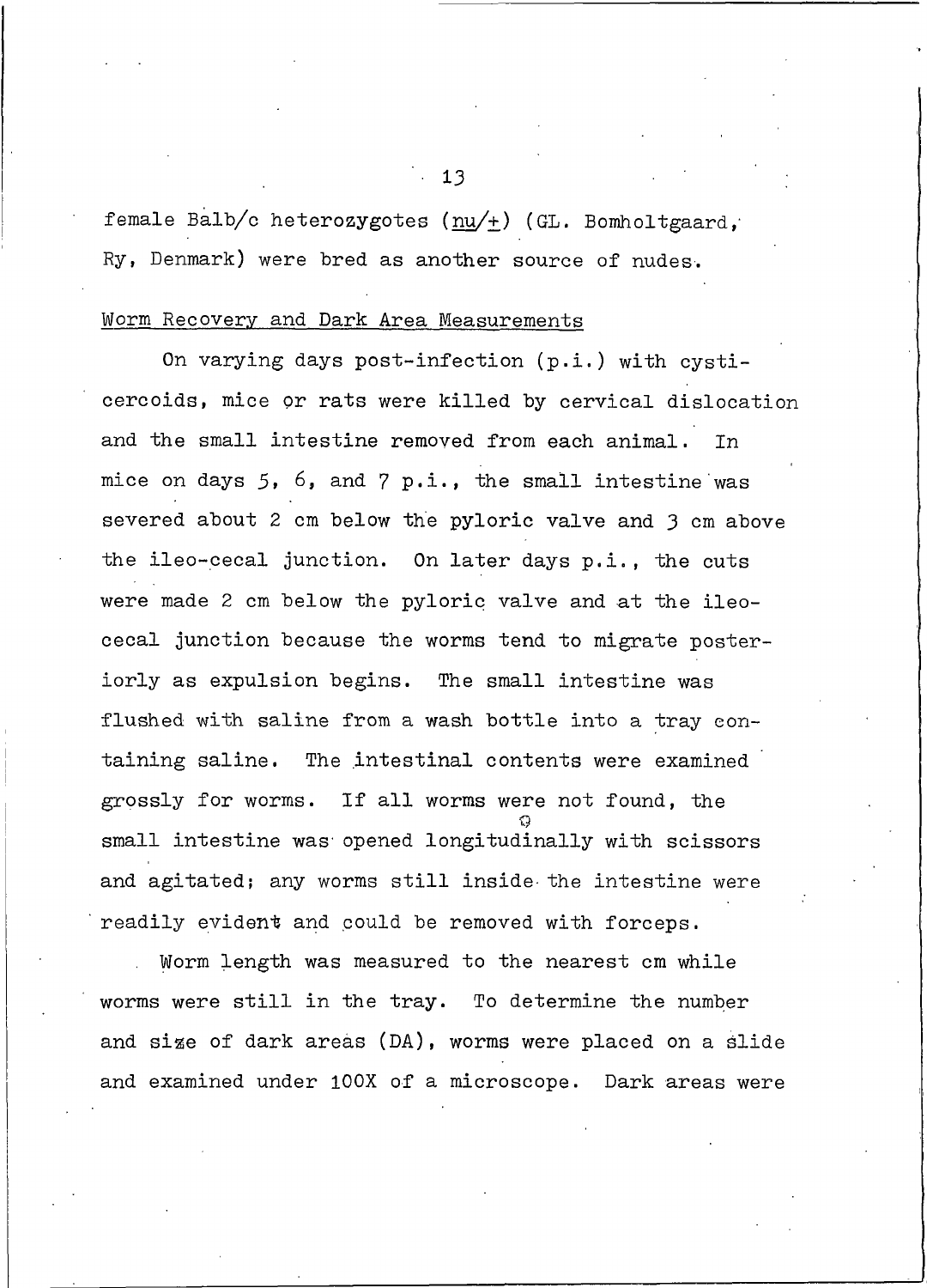female Balb/c heterozygotes (<u>nu</u>/+) (GL. Bomholtgaard, Ry, Denmark) were bred as another source of nudes.

<u>Worm Recovery and Dark Area Measurements</u>

On varying days post-infection (p.i.) with cysticercoids, mice or rats were killed by cervical dislocation and the small intestine removed from each animal. In mice on days 5, 6, and 7 p.i., the small intestine was severed about 2 cm below the pyloric valve and 3 cm above the ileo-cecal junction. On later days p.i., the cuts were made 2 cm below the pyloric valve and at the ileocecal junction because the worms tend to migrate posteriorly as expulsion begins. The small intestine was flushed with saline from a wash bottle into a tray containing saline. The intestinal contents were examined grossly for worms. If all worms were not found, the small intestine was opened longitudinally with scissors and agitated; any worms still inside the intestine were readily evident and could be removed with forceps.

Worm length was measured to the nearest cm while worms were still in the tray. To determine the number and size of dark areas (DA), worms were placed on a slide and examined under 100X of a microscope. Dark areas were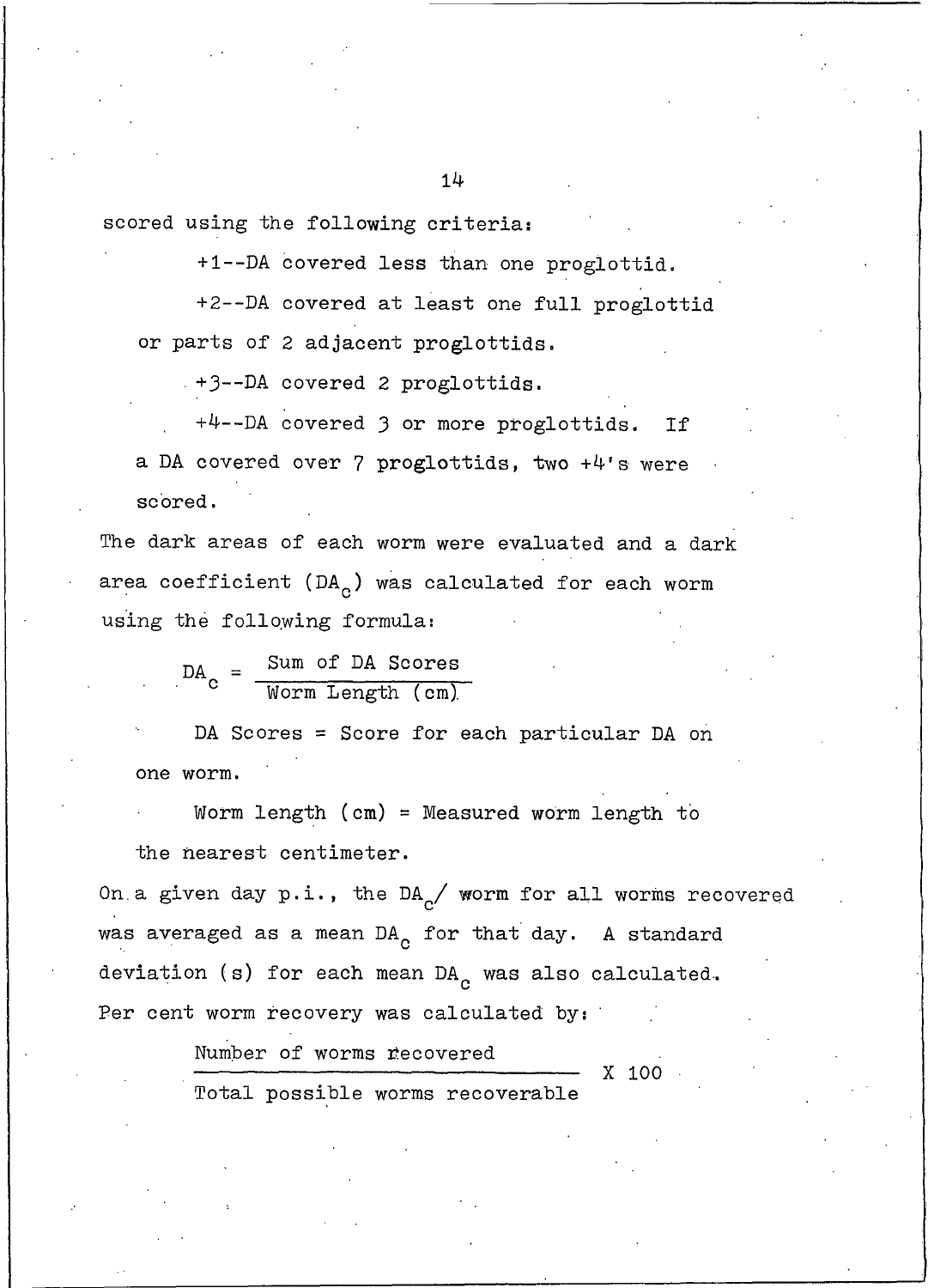scored using the following criteria:

+1--DA covered less than one proglottid.

+2--DA covered at least one full proglottid or parts of 2 adjacent proglottids.

+3--DA covered 2 proglottids.

+4--DA covered 3 or more proglottids. If a DA covered over 7 proglottids, two +4's were scored.

The dark areas of each worm were evaluated and a dark area coefficient ($DA_c$) was calculated for each worm using the following formula:

$$DA_c = \frac{\text{Sum of DA Scores}}{\text{Worm Length (cm)}}$$

DA Scores = Score for each particular DA on one worm.

Worm length (cm) = Measured worm length to the nearest centimeter.

On a given day p.i., the $DA_c$/ worm for all worms recovered was averaged as a mean $DA_c$ for that day. A standard deviation (s) for each mean $DA_c$ was also calculated. Per cent worm recovery was calculated by:

$$\frac{\text{Number of worms recovered}}{\text{Total possible worms recoverable}} \times 100$$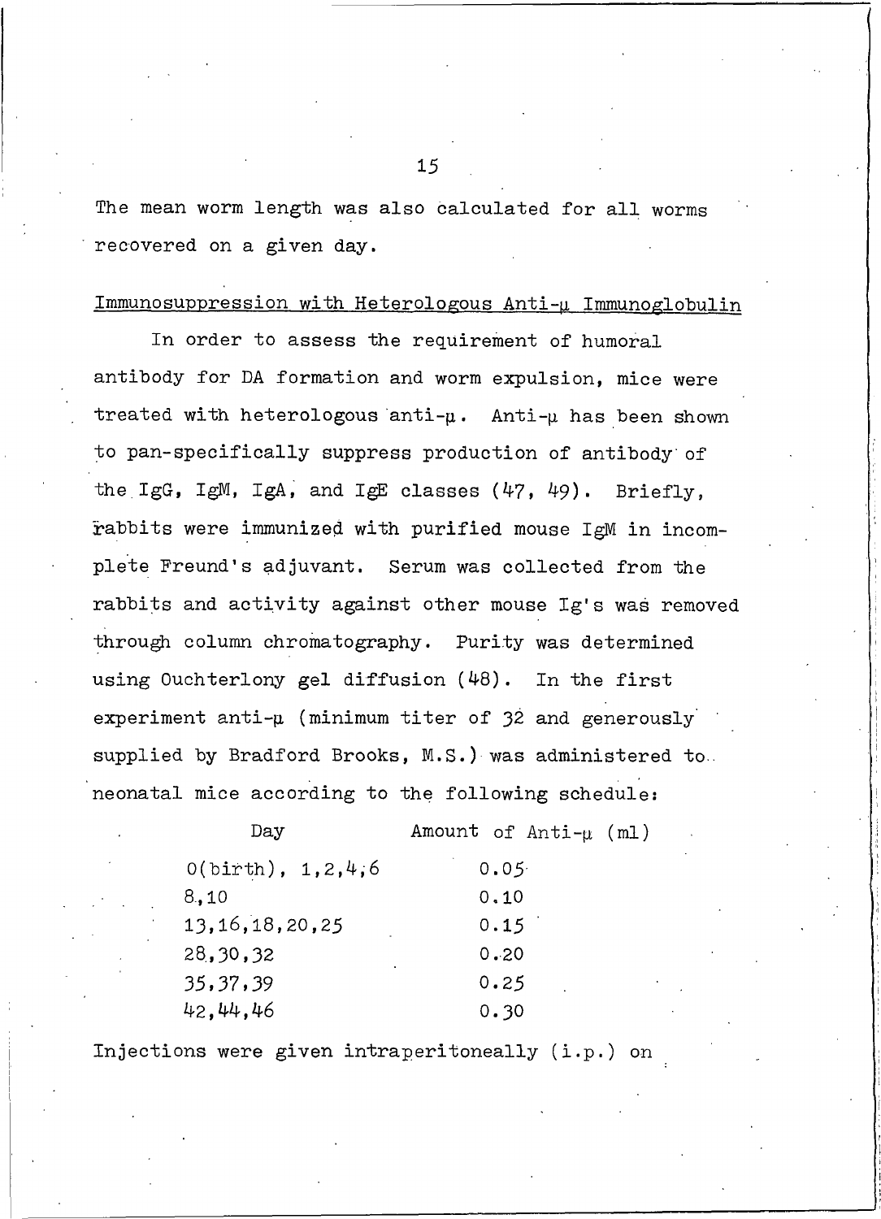The mean worm length was also calculated for all worms recovered on a given day.

## Immunosuppression with Heterologous Anti-μ Immunoglobulin

In order to assess the requirement of humoral antibody for DA formation and worm expulsion, mice were treated with heterologous anti-μ. Anti-μ has been shown to pan-specifically suppress production of antibody of the IgG, IgM, IgA, and IgE classes (47, 49). Briefly, rabbits were immunized with purified mouse IgM in incomplete Freund's adjuvant. Serum was collected from the rabbits and activity against other mouse Ig's was removed through column chromatography. Purity was determined using Ouchterlony gel diffusion (48). In the first experiment anti-μ (minimum titer of 32 and generously supplied by Bradford Brooks, M.S.) was administered to neonatal mice according to the following schedule:

| Day | Amount of Anti-μ (ml) |
|---|---|
| 0(birth), 1,2,4,6 | 0.05 |
| 8,10 | 0.10 |
| 13,16,18,20,25 | 0.15 |
| 28,30,32 | 0.20 |
| 35,37,39 | 0.25 |
| 42,44,46 | 0.30 |

Injections were given intraperitoneally (i.p.) on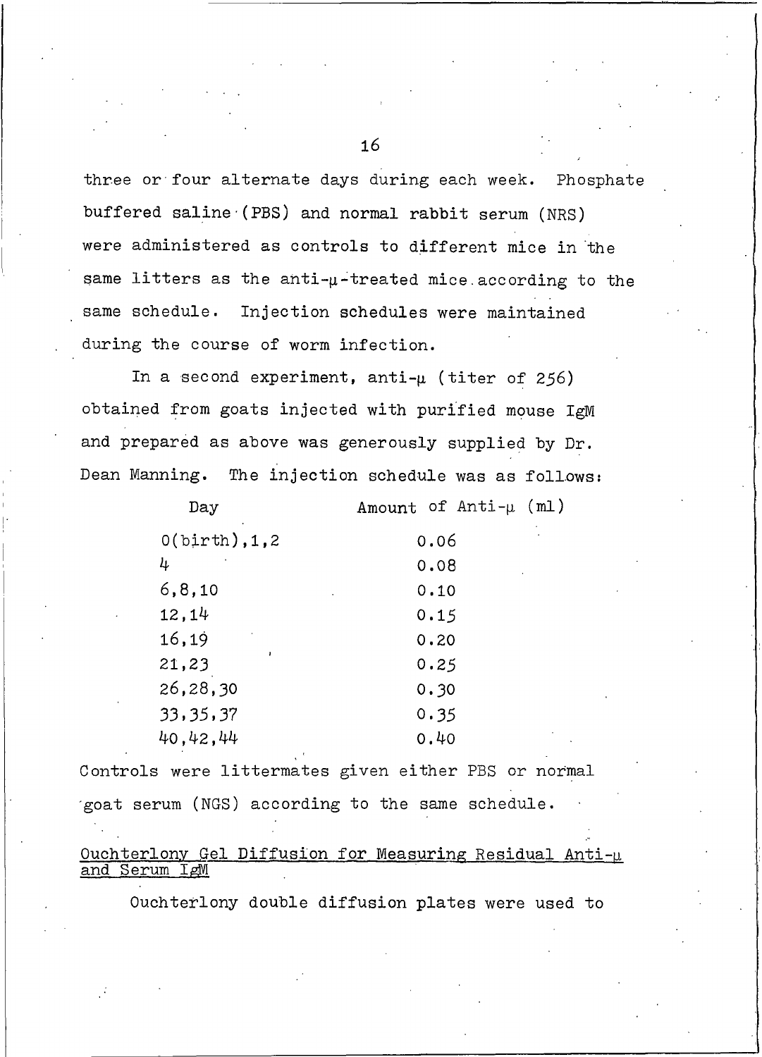three or four alternate days during each week. Phosphate buffered saline (PBS) and normal rabbit serum (NRS) were administered as controls to different mice in the same litters as the anti-μ-treated mice according to the same schedule. Injection schedules were maintained during the course of worm infection.

In a second experiment, anti-μ (titer of 256) obtained from goats injected with purified mouse IgM and prepared as above was generously supplied by Dr. Dean Manning. The injection schedule was as follows:

| Day | Amount of Anti-μ (ml) |
| --- | --- |
| 0(birth),1,2 | 0.06 |
| 4 | 0.08 |
| 6,8,10 | 0.10 |
| 12,14 | 0.15 |
| 16,19 | 0.20 |
| 21,23 | 0.25 |
| 26,28,30 | 0.30 |
| 33,35,37 | 0.35 |
| 40,42,44 | 0.40 |

Controls were littermates given either PBS or normal goat serum (NGS) according to the same schedule.

### Ouchterlony Gel Diffusion for Measuring Residual Anti-μ and Serum IgM

Ouchterlony double diffusion plates were used to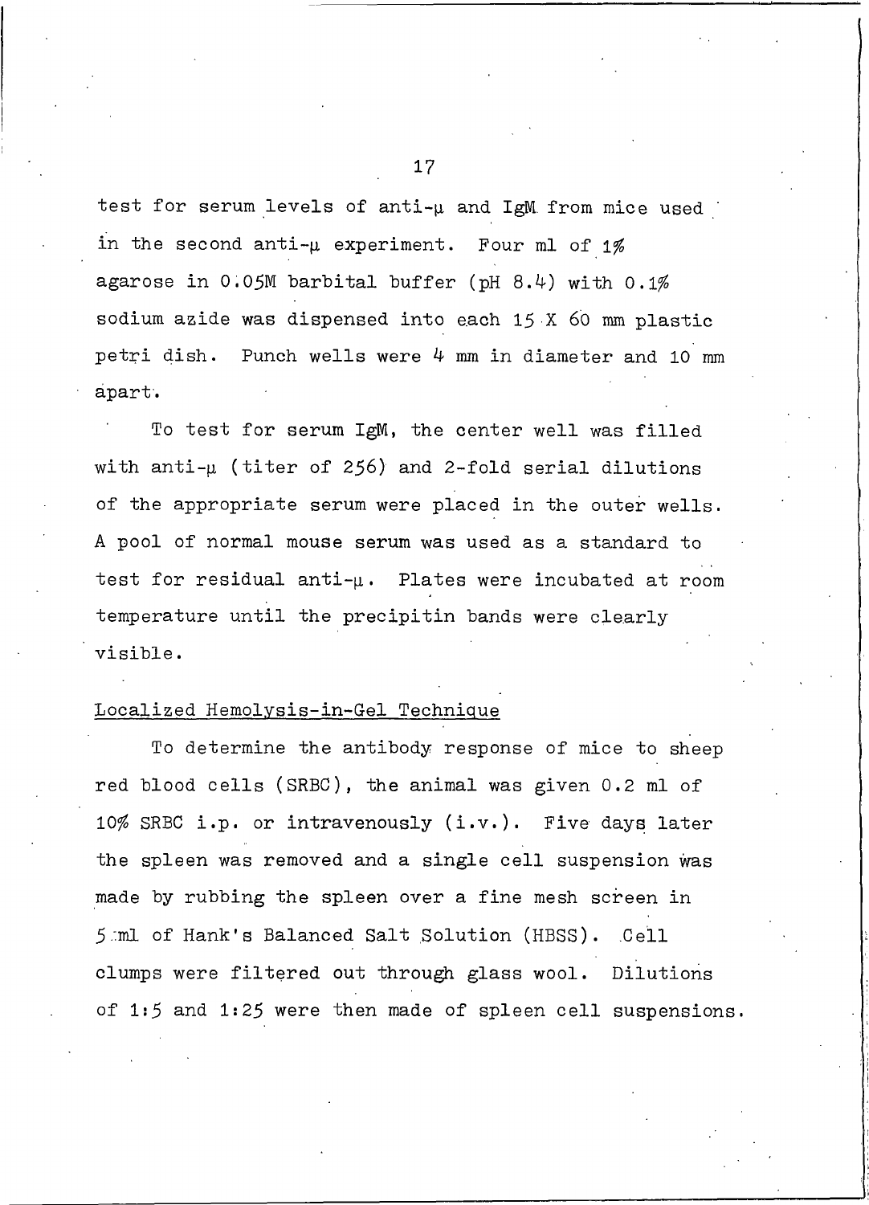test for serum levels of anti-μ and IgM from mice used in the second anti-μ experiment. Four ml of 1% agarose in 0.05M barbital buffer (pH 8.4) with 0.1% sodium azide was dispensed into each 15 X 60 mm plastic petri dish. Punch wells were 4 mm in diameter and 10 mm apart.

To test for serum IgM, the center well was filled with anti-μ (titer of 256) and 2-fold serial dilutions of the appropriate serum were placed in the outer wells. A pool of normal mouse serum was used as a standard to test for residual anti-μ. Plates were incubated at room temperature until the precipitin bands were clearly visible.

## Localized Hemolysis-in-Gel Technique

To determine the antibody response of mice to sheep red blood cells (SRBC), the animal was given 0.2 ml of 10% SRBC i.p. or intravenously (i.v.). Five days later the spleen was removed and a single cell suspension was made by rubbing the spleen over a fine mesh screen in 5 ml of Hank's Balanced Salt Solution (HBSS). Cell clumps were filtered out through glass wool. Dilutions of 1:5 and 1:25 were then made of spleen cell suspensions.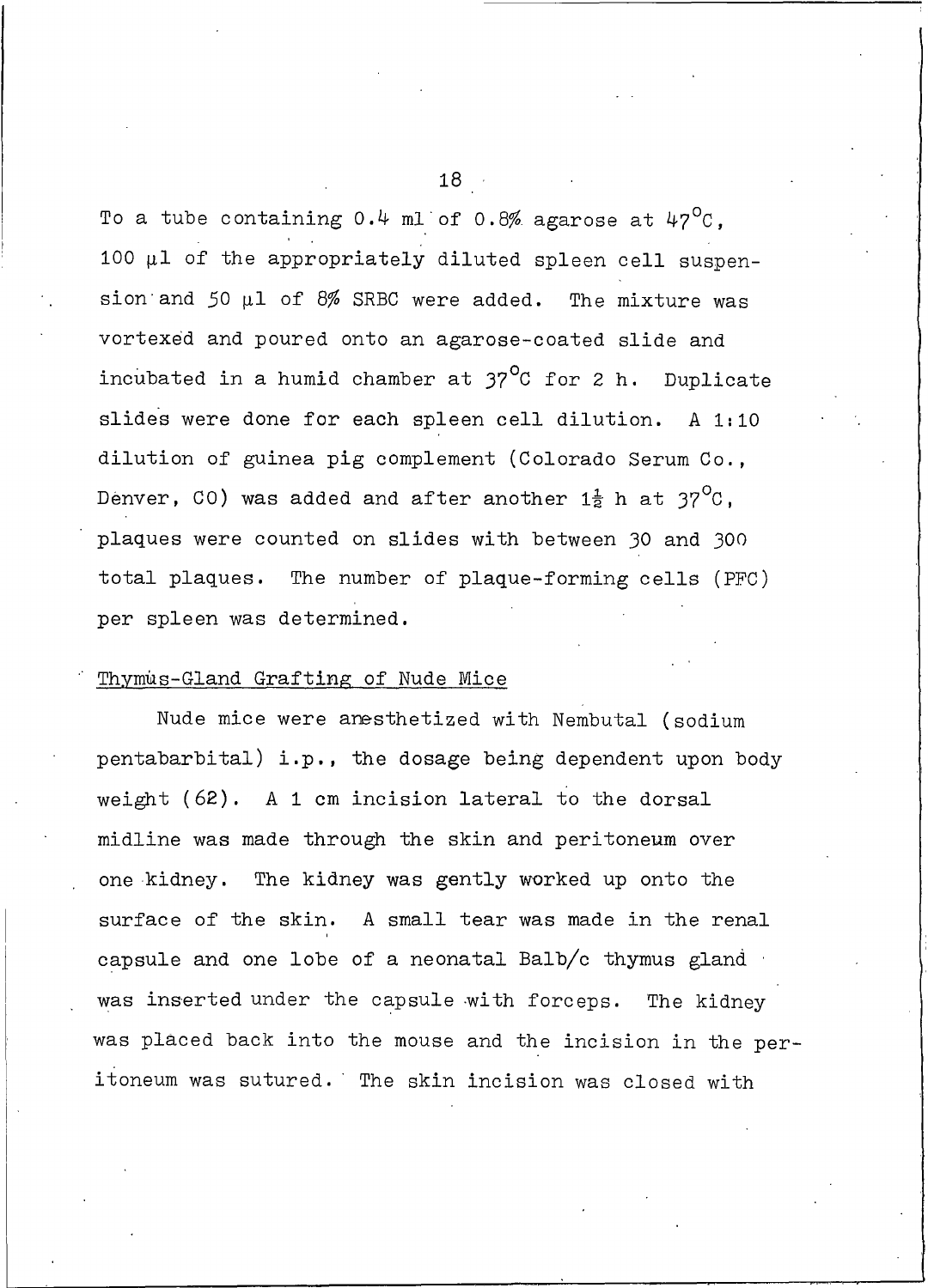To a tube containing 0.4 ml of 0.8% agarose at 47°C, 100 µl of the appropriately diluted spleen cell suspension and 50 µl of 8% SRBC were added. The mixture was vortexed and poured onto an agarose-coated slide and incubated in a humid chamber at 37°C for 2 h. Duplicate slides were done for each spleen cell dilution. A 1:10 dilution of guinea pig complement (Colorado Serum Co., Denver, CO) was added and after another $1\frac{1}{2}$ h at 37°C, plaques were counted on slides with between 30 and 300 total plaques. The number of plaque-forming cells (PFC) per spleen was determined.

Thymus-Gland Grafting of Nude Mice

Nude mice were anesthetized with Nembutal (sodium pentabarbital) i.p., the dosage being dependent upon body weight (62). A 1 cm incision lateral to the dorsal midline was made through the skin and peritoneum over one kidney. The kidney was gently worked up onto the surface of the skin. A small tear was made in the renal capsule and one lobe of a neonatal Balb/c thymus gland was inserted under the capsule with forceps. The kidney was placed back into the mouse and the incision in the peritoneum was sutured. The skin incision was closed with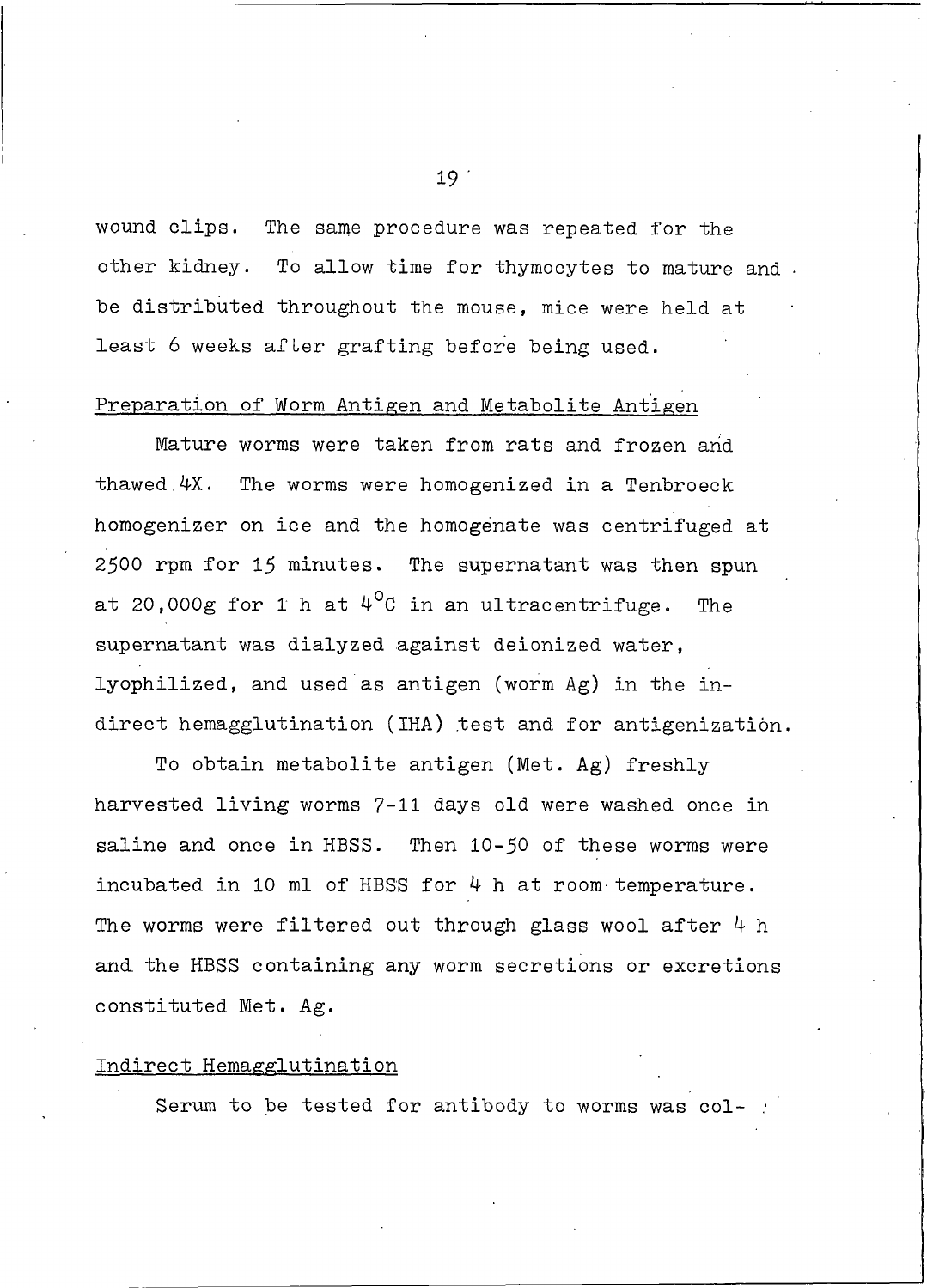wound clips. The same procedure was repeated for the other kidney. To allow time for thymocytes to mature and be distributed throughout the mouse, mice were held at least 6 weeks after grafting before being used.

## Preparation of Worm Antigen and Metabolite Antigen

Mature worms were taken from rats and frozen and thawed 4X. The worms were homogenized in a Tenbroeck homogenizer on ice and the homogenate was centrifuged at 2500 rpm for 15 minutes. The supernatant was then spun at 20,000g for 1 h at $4^{o}C$ in an ultracentrifuge. The supernatant was dialyzed against deionized water, lyophilized, and used as antigen (worm Ag) in the indirect hemagglutination (IHA) test and for antigenization.

To obtain metabolite antigen (Met. Ag) freshly harvested living worms 7-11 days old were washed once in saline and once in HBSS. Then 10-50 of these worms were incubated in 10 ml of HBSS for 4 h at room temperature. The worms were filtered out through glass wool after 4 h and the HBSS containing any worm secretions or excretions constituted Met. Ag.

## Indirect Hemagglutination

Serum to be tested for antibody to worms was col-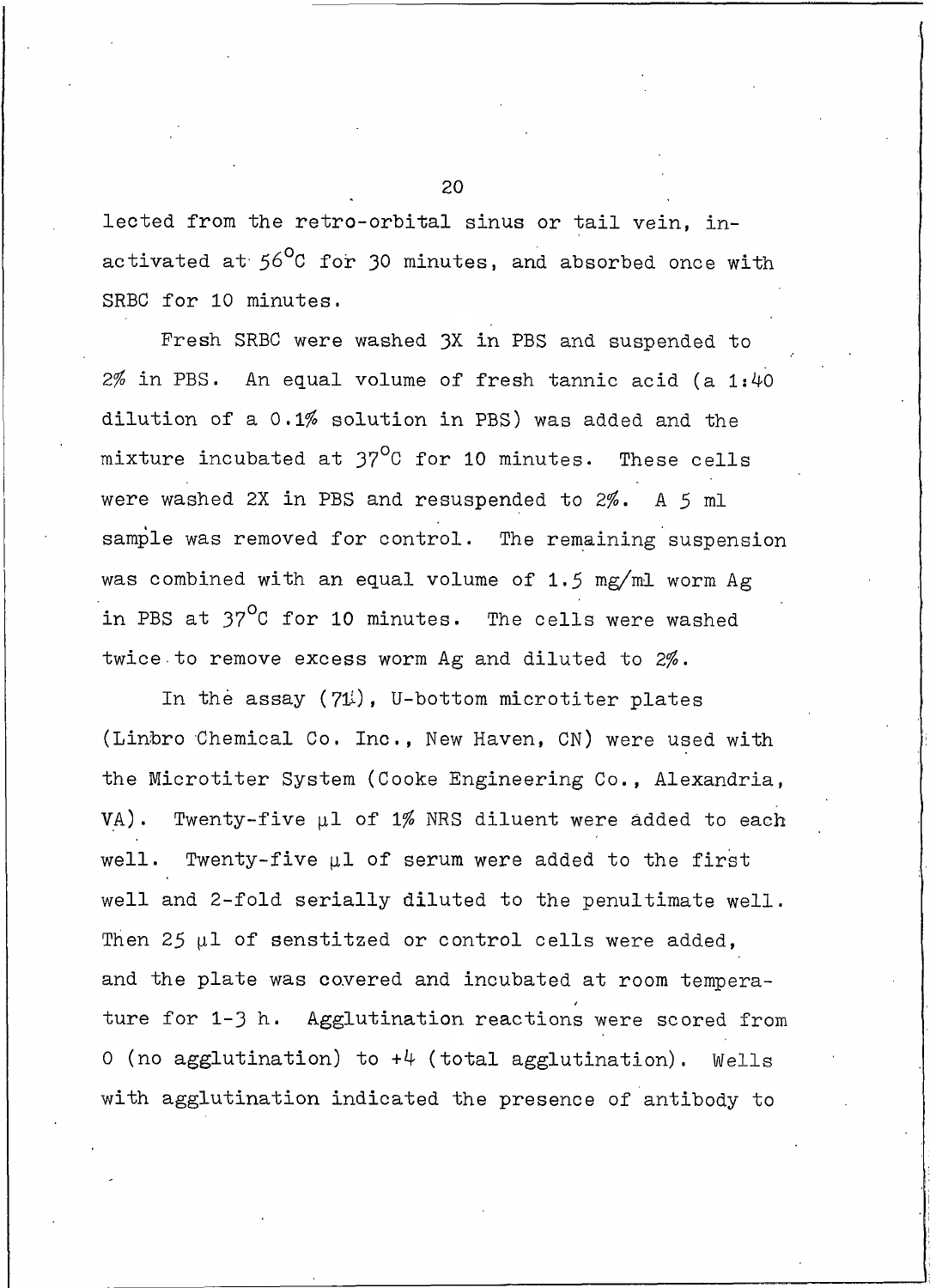lected from the retro-orbital sinus or tail vein, inactivated at $56^{\circ}C$ for 30 minutes, and absorbed once with SRBC for 10 minutes.

Fresh SRBC were washed 3X in PBS and suspended to 2% in PBS. An equal volume of fresh tannic acid (a 1:40 dilution of a 0.1% solution in PBS) was added and the mixture incubated at $37^{\circ}C$ for 10 minutes. These cells were washed 2X in PBS and resuspended to 2%. A 5 ml sample was removed for control. The remaining suspension was combined with an equal volume of 1.5 mg/ml worm Ag in PBS at $37^{\circ}C$ for 10 minutes. The cells were washed twice to remove excess worm Ag and diluted to 2%.

In the assay (71), U-bottom microtiter plates (Linbro Chemical Co. Inc., New Haven, CN) were used with the Microtiter System (Cooke Engineering Co., Alexandria, VA). Twenty-five µl of 1% NRS diluent were added to each well. Twenty-five µl of serum were added to the first well and 2-fold serially diluted to the penultimate well. Then 25 µl of senstitzed or control cells were added, and the plate was covered and incubated at room temperature for 1-3 h. Agglutination reactions were scored from 0 (no agglutination) to +4 (total agglutination). Wells with agglutination indicated the presence of antibody to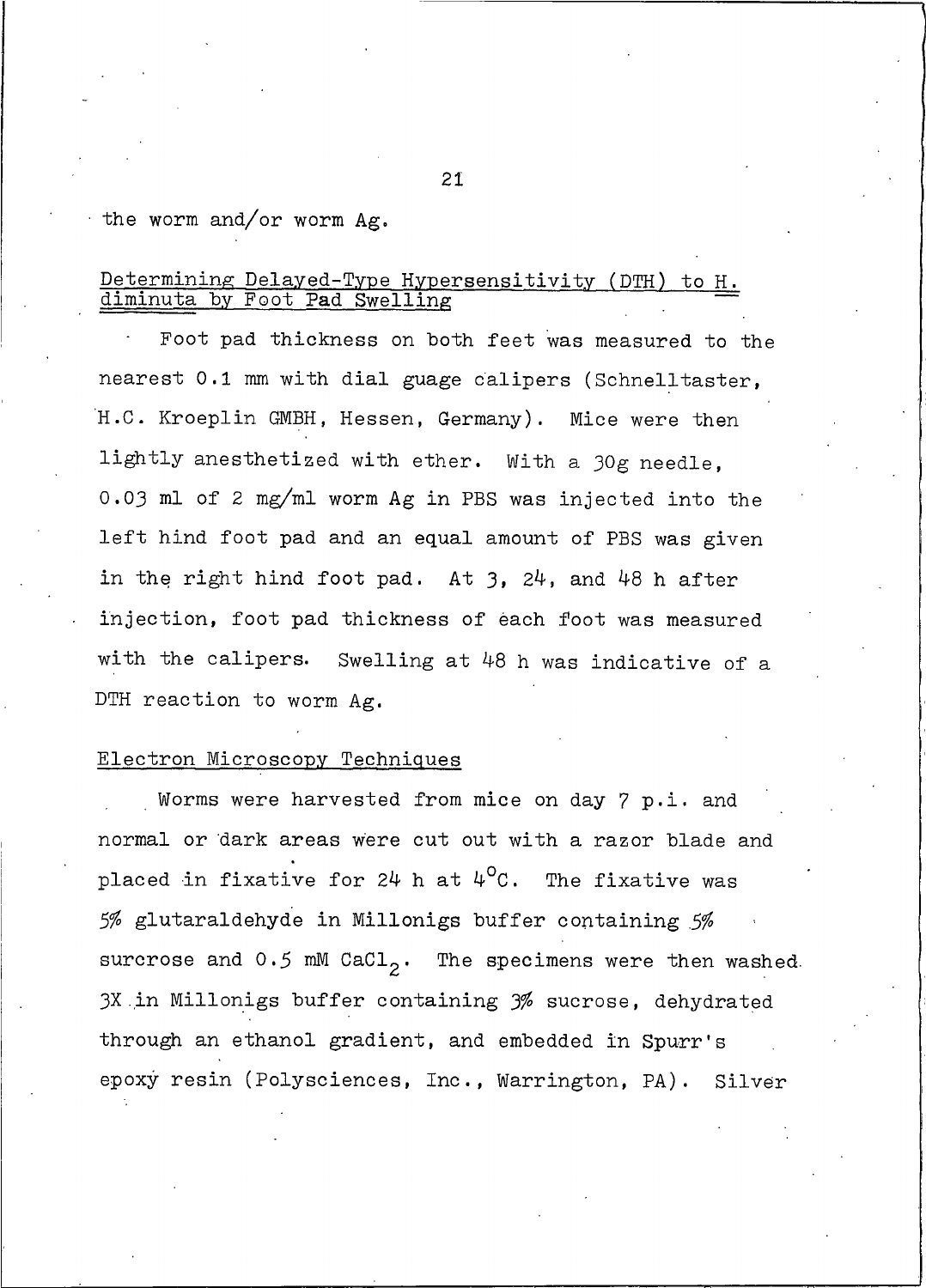the worm and/or worm Ag.

## Determining Delayed-Type Hypersensitivity (DTH) to *H. diminuta* by Foot Pad Swelling

Foot pad thickness on both feet was measured to the nearest 0.1 mm with dial guage calipers (Schnelltaster, H.C. Kroeplin GMBH, Hessen, Germany). Mice were then lightly anesthetized with ether. With a 30g needle, 0.03 ml of 2 mg/ml worm Ag in PBS was injected into the left hind foot pad and an equal amount of PBS was given in the right hind foot pad. At 3, 24, and 48 h after injection, foot pad thickness of each foot was measured with the calipers. Swelling at 48 h was indicative of a DTH reaction to worm Ag.

## Electron Microscopy Techniques

Worms were harvested from mice on day 7 p.i. and normal or dark areas were cut out with a razor blade and placed in fixative for 24 h at $4^{o}C$. The fixative was 5% glutaraldehyde in Millonigs buffer containing 5% surcrose and 0.5 mM $CaCl_2$. The specimens were then washed 3X in Millonigs buffer containing 3% sucrose, dehydrated through an ethanol gradient, and embedded in Spurr's epoxy resin (Polysciences, Inc., Warrington, PA). Silver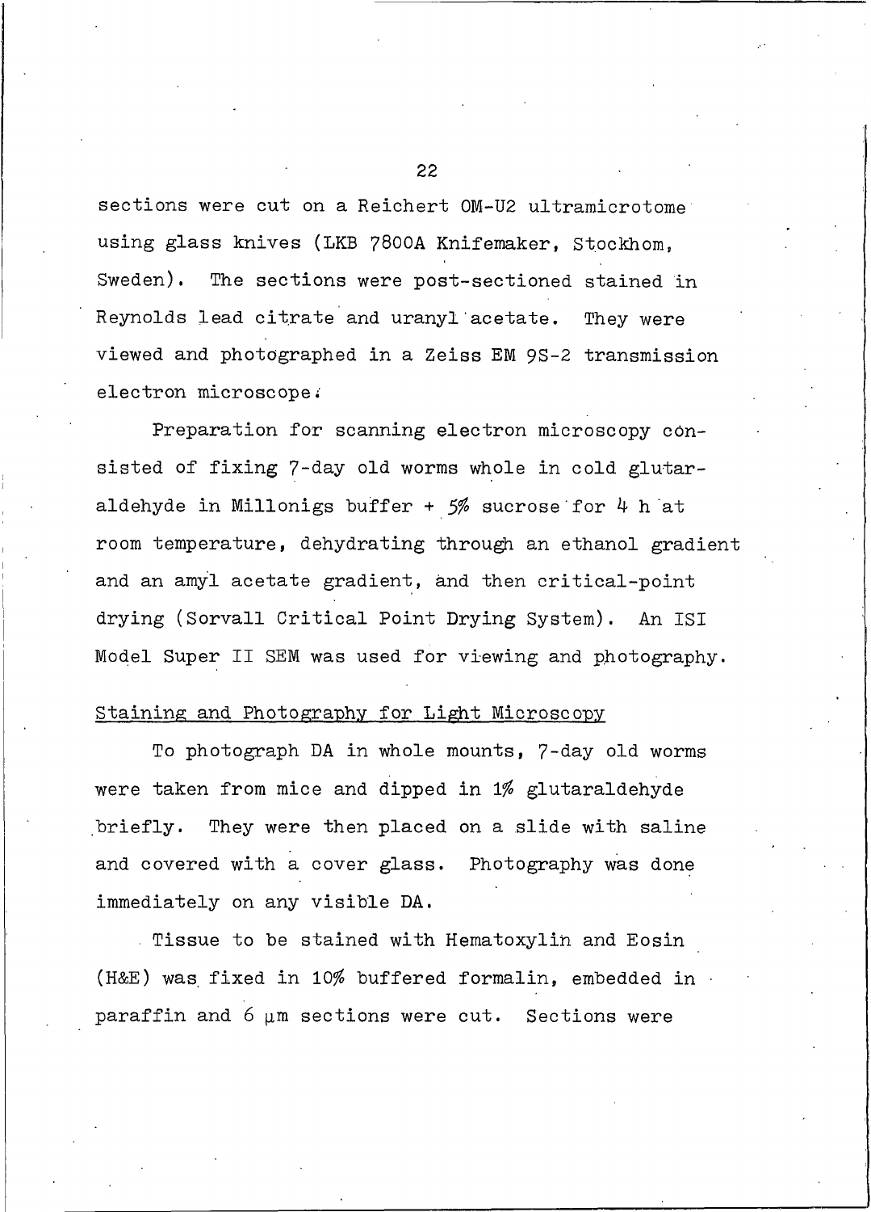sections were cut on a Reichert OM-U2 ultramicrotome using glass knives (LKB 7800A Knifemaker, Stockhom, Sweden). The sections were post-sectioned stained in Reynolds lead citrate and uranyl acetate. They were viewed and photographed in a Zeiss EM 9S-2 transmission electron microscope.

Preparation for scanning electron microscopy consisted of fixing 7-day old worms whole in cold glutaraldehyde in Millonigs buffer + 5% sucrose for 4 h at room temperature, dehydrating through an ethanol gradient and an amyl acetate gradient, and then critical-point drying (Sorvall Critical Point Drying System). An ISI Model Super II SEM was used for viewing and photography.

Staining and Photography for Light Microscopy

To photograph DA in whole mounts, 7-day old worms were taken from mice and dipped in 1% glutaraldehyde briefly. They were then placed on a slide with saline and covered with a cover glass. Photography was done immediately on any visible DA.

Tissue to be stained with Hematoxylin and Eosin (H&E) was fixed in 10% buffered formalin, embedded in paraffin and 6 μm sections were cut. Sections were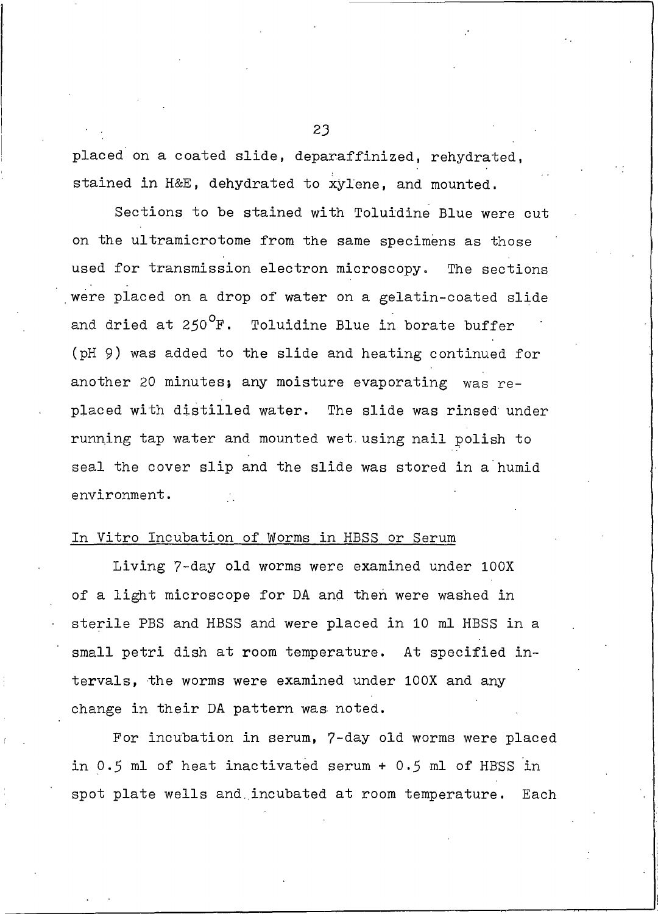placed on a coated slide, deparaffinized, rehydrated, stained in H&E, dehydrated to xylene, and mounted.

Sections to be stained with Toluidine Blue were cut on the ultramicrotome from the same specimens as those used for transmission electron microscopy. The sections were placed on a drop of water on a gelatin-coated slide and dried at 250°F. Toluidine Blue in borate buffer (pH 9) was added to the slide and heating continued for another 20 minutes; any moisture evaporating was replaced with distilled water. The slide was rinsed under running tap water and mounted wet using nail polish to seal the cover slip and the slide was stored in a humid environment.

## In Vitro Incubation of Worms in HBSS or Serum

Living 7-day old worms were examined under 100X of a light microscope for DA and then were washed in sterile PBS and HBSS and were placed in 10 ml HBSS in a small petri dish at room temperature. At specified intervals, the worms were examined under 100X and any change in their DA pattern was noted.

For incubation in serum, 7-day old worms were placed in 0.5 ml of heat inactivated serum + 0.5 ml of HBSS in spot plate wells and incubated at room temperature. Each